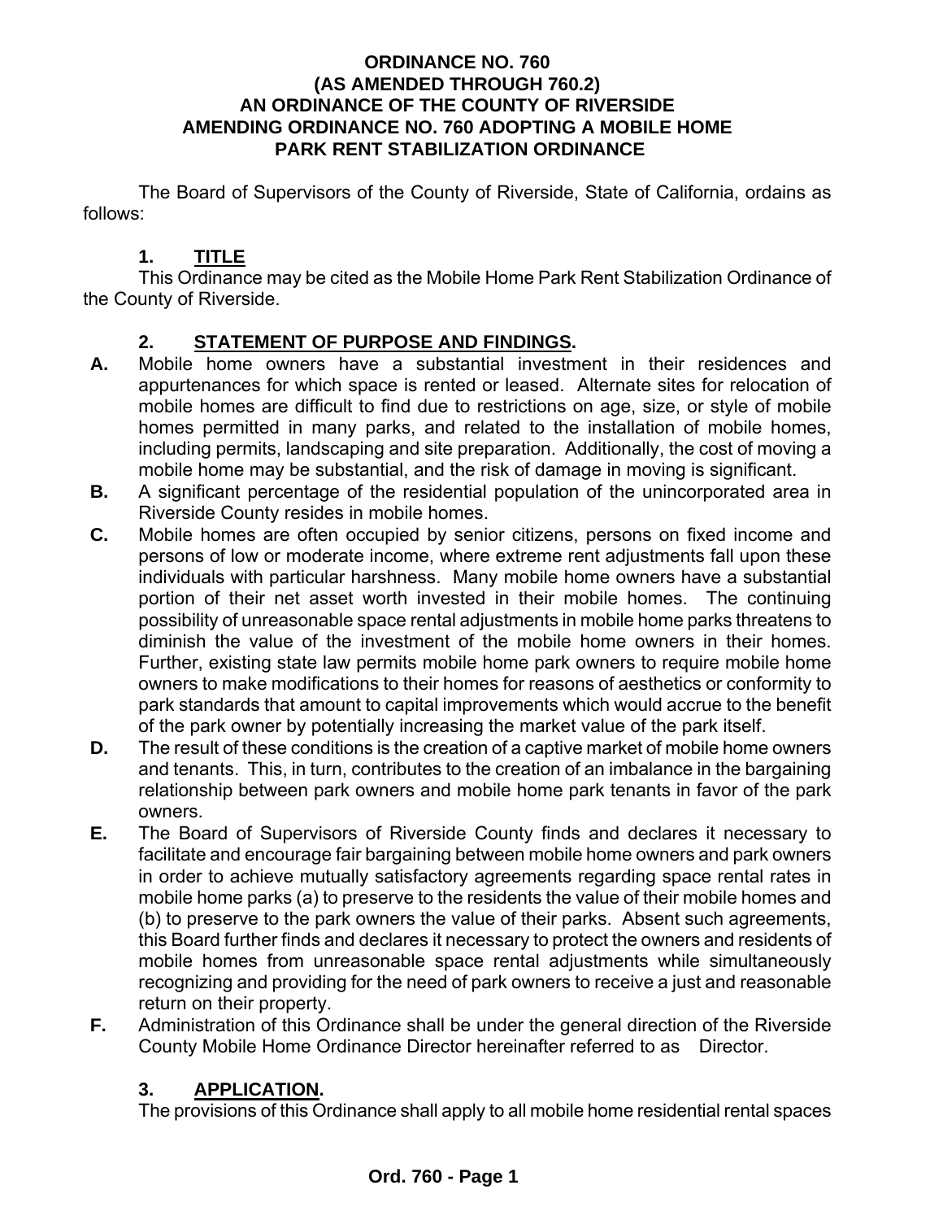# ORDINANCE NO. 760
## (AS AMENDED THROUGH 760.2)
## AN ORDINANCE OF THE COUNTY OF RIVERSIDE AMENDING ORDINANCE NO. 760 ADOPTING A MOBILE HOME PARK RENT STABILIZATION ORDINANCE

The Board of Supervisors of the County of Riverside, State of California, ordains as follows:

### 1. TITLE

This Ordinance may be cited as the Mobile Home Park Rent Stabilization Ordinance of the County of Riverside.

### 2. STATEMENT OF PURPOSE AND FINDINGS.

**A.** Mobile home owners have a substantial investment in their residences and appurtenances for which space is rented or leased. Alternate sites for relocation of mobile homes are difficult to find due to restrictions on age, size, or style of mobile homes permitted in many parks, and related to the installation of mobile homes, including permits, landscaping and site preparation. Additionally, the cost of moving a mobile home may be substantial, and the risk of damage in moving is significant.

**B.** A significant percentage of the residential population of the unincorporated area in Riverside County resides in mobile homes.

**C.** Mobile homes are often occupied by senior citizens, persons on fixed income and persons of low or moderate income, where extreme rent adjustments fall upon these individuals with particular harshness. Many mobile home owners have a substantial portion of their net asset worth invested in their mobile homes. The continuing possibility of unreasonable space rental adjustments in mobile home parks threatens to diminish the value of the investment of the mobile home owners in their homes. Further, existing state law permits mobile home park owners to require mobile home owners to make modifications to their homes for reasons of aesthetics or conformity to park standards that amount to capital improvements which would accrue to the benefit of the park owner by potentially increasing the market value of the park itself.

**D.** The result of these conditions is the creation of a captive market of mobile home owners and tenants. This, in turn, contributes to the creation of an imbalance in the bargaining relationship between park owners and mobile home park tenants in favor of the park owners.

**E.** The Board of Supervisors of Riverside County finds and declares it necessary to facilitate and encourage fair bargaining between mobile home owners and park owners in order to achieve mutually satisfactory agreements regarding space rental rates in mobile home parks (a) to preserve to the residents the value of their mobile homes and (b) to preserve to the park owners the value of their parks. Absent such agreements, this Board further finds and declares it necessary to protect the owners and residents of mobile homes from unreasonable space rental adjustments while simultaneously recognizing and providing for the need of park owners to receive a just and reasonable return on their property.

**F.** Administration of this Ordinance shall be under the general direction of the Riverside County Mobile Home Ordinance Director hereinafter referred to as Director.

### 3. APPLICATION.

The provisions of this Ordinance shall apply to all mobile home residential rental spaces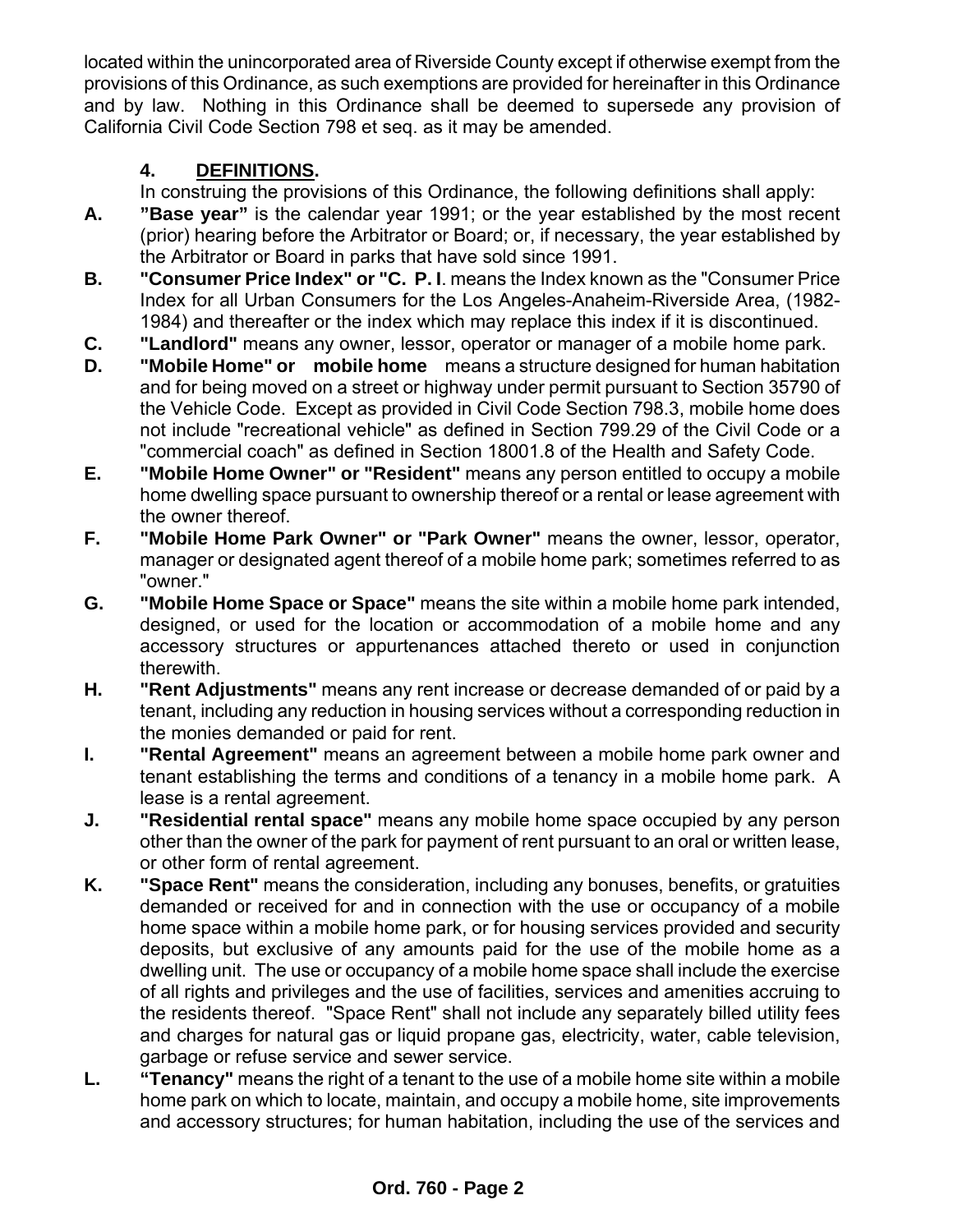located within the unincorporated area of Riverside County except if otherwise exempt from the provisions of this Ordinance, as such exemptions are provided for hereinafter in this Ordinance and by law. Nothing in this Ordinance shall be deemed to supersede any provision of California Civil Code Section 798 et seq. as it may be amended.

**4. DEFINITIONS.**

In construing the provisions of this Ordinance, the following definitions shall apply:

**A.** **"Base year"** is the calendar year 1991; or the year established by the most recent (prior) hearing before the Arbitrator or Board; or, if necessary, the year established by the Arbitrator or Board in parks that have sold since 1991.

**B.** **"Consumer Price Index" or "C. P. I**. means the Index known as the "Consumer Price Index for all Urban Consumers for the Los Angeles-Anaheim-Riverside Area, (1982-1984) and thereafter or the index which may replace this index if it is discontinued.

**C.** **"Landlord"** means any owner, lessor, operator or manager of a mobile home park.

**D.** **"Mobile Home" or mobile home** means a structure designed for human habitation and for being moved on a street or highway under permit pursuant to Section 35790 of the Vehicle Code. Except as provided in Civil Code Section 798.3, mobile home does not include "recreational vehicle" as defined in Section 799.29 of the Civil Code or a "commercial coach" as defined in Section 18001.8 of the Health and Safety Code.

**E.** **"Mobile Home Owner" or "Resident"** means any person entitled to occupy a mobile home dwelling space pursuant to ownership thereof or a rental or lease agreement with the owner thereof.

**F.** **"Mobile Home Park Owner" or "Park Owner"** means the owner, lessor, operator, manager or designated agent thereof of a mobile home park; sometimes referred to as "owner."

**G.** **"Mobile Home Space or Space"** means the site within a mobile home park intended, designed, or used for the location or accommodation of a mobile home and any accessory structures or appurtenances attached thereto or used in conjunction therewith.

**H.** **"Rent Adjustments"** means any rent increase or decrease demanded of or paid by a tenant, including any reduction in housing services without a corresponding reduction in the monies demanded or paid for rent.

**I.** **"Rental Agreement"** means an agreement between a mobile home park owner and tenant establishing the terms and conditions of a tenancy in a mobile home park. A lease is a rental agreement.

**J.** **"Residential rental space"** means any mobile home space occupied by any person other than the owner of the park for payment of rent pursuant to an oral or written lease, or other form of rental agreement.

**K.** **"Space Rent"** means the consideration, including any bonuses, benefits, or gratuities demanded or received for and in connection with the use or occupancy of a mobile home space within a mobile home park, or for housing services provided and security deposits, but exclusive of any amounts paid for the use of the mobile home as a dwelling unit. The use or occupancy of a mobile home space shall include the exercise of all rights and privileges and the use of facilities, services and amenities accruing to the residents thereof. "Space Rent" shall not include any separately billed utility fees and charges for natural gas or liquid propane gas, electricity, water, cable television, garbage or refuse service and sewer service.

**L.** **"Tenancy"** means the right of a tenant to the use of a mobile home site within a mobile home park on which to locate, maintain, and occupy a mobile home, site improvements and accessory structures; for human habitation, including the use of the services and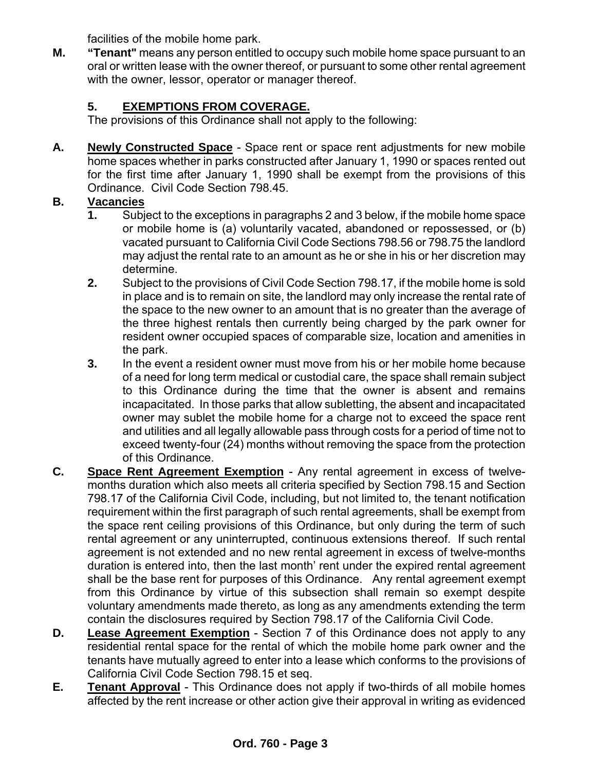facilities of the mobile home park.

**M. "Tenant"** means any person entitled to occupy such mobile home space pursuant to an oral or written lease with the owner thereof, or pursuant to some other rental agreement with the owner, lessor, operator or manager thereof.

## 5. EXEMPTIONS FROM COVERAGE.

The provisions of this Ordinance shall not apply to the following:

**A. Newly Constructed Space** - Space rent or space rent adjustments for new mobile home spaces whether in parks constructed after January 1, 1990 or spaces rented out for the first time after January 1, 1990 shall be exempt from the provisions of this Ordinance. Civil Code Section 798.45.

**B. Vacancies**

**1.** Subject to the exceptions in paragraphs 2 and 3 below, if the mobile home space or mobile home is (a) voluntarily vacated, abandoned or repossessed, or (b) vacated pursuant to California Civil Code Sections 798.56 or 798.75 the landlord may adjust the rental rate to an amount as he or she in his or her discretion may determine.

**2.** Subject to the provisions of Civil Code Section 798.17, if the mobile home is sold in place and is to remain on site, the landlord may only increase the rental rate of the space to the new owner to an amount that is no greater than the average of the three highest rentals then currently being charged by the park owner for resident owner occupied spaces of comparable size, location and amenities in the park.

**3.** In the event a resident owner must move from his or her mobile home because of a need for long term medical or custodial care, the space shall remain subject to this Ordinance during the time that the owner is absent and remains incapacitated. In those parks that allow subletting, the absent and incapacitated owner may sublet the mobile home for a charge not to exceed the space rent and utilities and all legally allowable pass through costs for a period of time not to exceed twenty-four (24) months without removing the space from the protection of this Ordinance.

**C. Space Rent Agreement Exemption** - Any rental agreement in excess of twelve-months duration which also meets all criteria specified by Section 798.15 and Section 798.17 of the California Civil Code, including, but not limited to, the tenant notification requirement within the first paragraph of such rental agreements, shall be exempt from the space rent ceiling provisions of this Ordinance, but only during the term of such rental agreement or any uninterrupted, continuous extensions thereof. If such rental agreement is not extended and no new rental agreement in excess of twelve-months duration is entered into, then the last month' rent under the expired rental agreement shall be the base rent for purposes of this Ordinance. Any rental agreement exempt from this Ordinance by virtue of this subsection shall remain so exempt despite voluntary amendments made thereto, as long as any amendments extending the term contain the disclosures required by Section 798.17 of the California Civil Code.

**D. Lease Agreement Exemption** - Section 7 of this Ordinance does not apply to any residential rental space for the rental of which the mobile home park owner and the tenants have mutually agreed to enter into a lease which conforms to the provisions of California Civil Code Section 798.15 et seq.

**E. Tenant Approval** - This Ordinance does not apply if two-thirds of all mobile homes affected by the rent increase or other action give their approval in writing as evidenced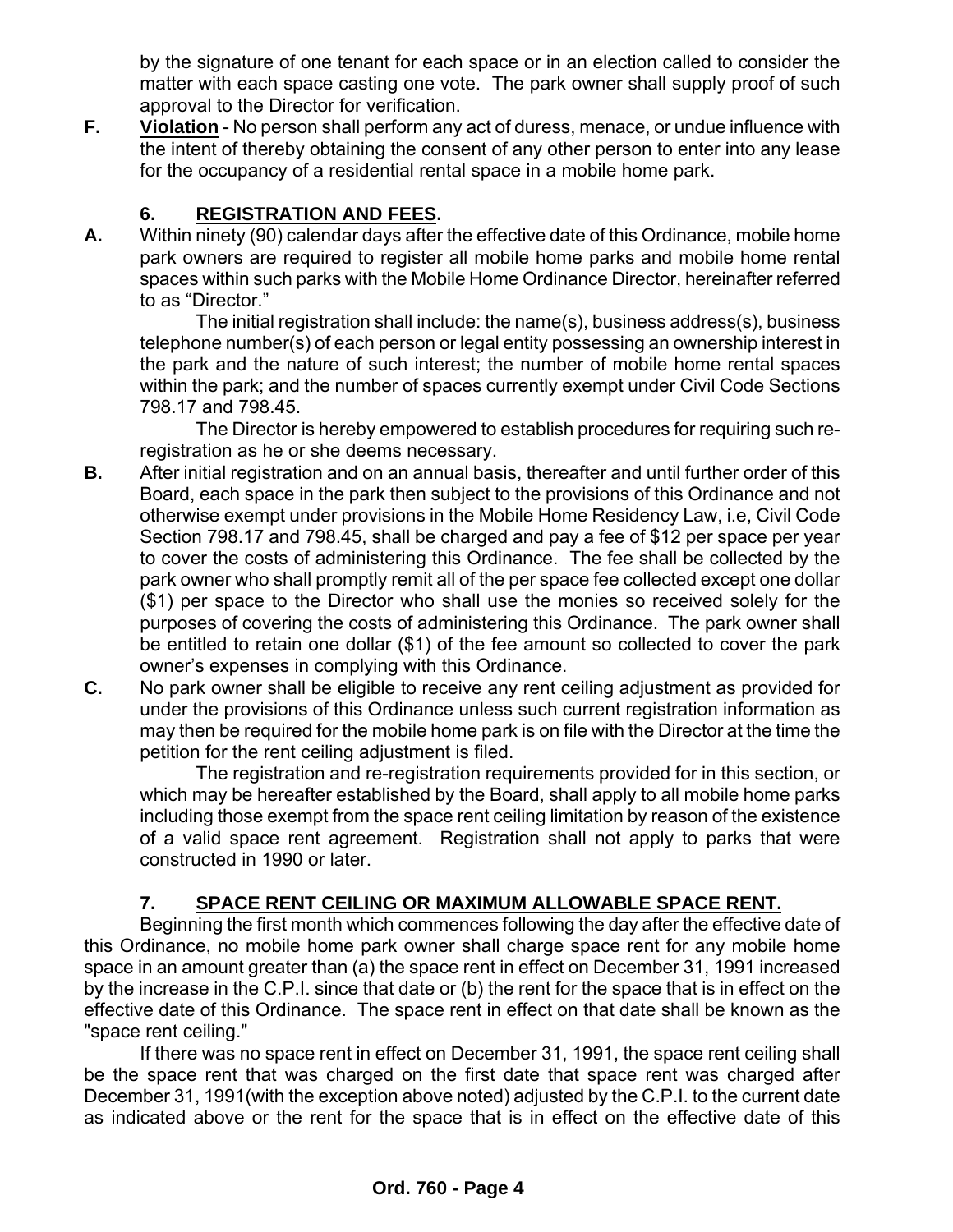by the signature of one tenant for each space or in an election called to consider the matter with each space casting one vote. The park owner shall supply proof of such approval to the Director for verification.

**F.** **Violation** - No person shall perform any act of duress, menace, or undue influence with the intent of thereby obtaining the consent of any other person to enter into any lease for the occupancy of a residential rental space in a mobile home park.

## 6. REGISTRATION AND FEES.

**A.** Within ninety (90) calendar days after the effective date of this Ordinance, mobile home park owners are required to register all mobile home parks and mobile home rental spaces within such parks with the Mobile Home Ordinance Director, hereinafter referred to as "Director."

The initial registration shall include: the name(s), business address(s), business telephone number(s) of each person or legal entity possessing an ownership interest in the park and the nature of such interest; the number of mobile home rental spaces within the park; and the number of spaces currently exempt under Civil Code Sections 798.17 and 798.45.

The Director is hereby empowered to establish procedures for requiring such re-registration as he or she deems necessary.

**B.** After initial registration and on an annual basis, thereafter and until further order of this Board, each space in the park then subject to the provisions of this Ordinance and not otherwise exempt under provisions in the Mobile Home Residency Law, i.e, Civil Code Section 798.17 and 798.45, shall be charged and pay a fee of $12 per space per year to cover the costs of administering this Ordinance. The fee shall be collected by the park owner who shall promptly remit all of the per space fee collected except one dollar ($1) per space to the Director who shall use the monies so received solely for the purposes of covering the costs of administering this Ordinance. The park owner shall be entitled to retain one dollar ($1) of the fee amount so collected to cover the park owner's expenses in complying with this Ordinance.

**C.** No park owner shall be eligible to receive any rent ceiling adjustment as provided for under the provisions of this Ordinance unless such current registration information as may then be required for the mobile home park is on file with the Director at the time the petition for the rent ceiling adjustment is filed.

The registration and re-registration requirements provided for in this section, or which may be hereafter established by the Board, shall apply to all mobile home parks including those exempt from the space rent ceiling limitation by reason of the existence of a valid space rent agreement. Registration shall not apply to parks that were constructed in 1990 or later.

## 7. SPACE RENT CEILING OR MAXIMUM ALLOWABLE SPACE RENT.

Beginning the first month which commences following the day after the effective date of this Ordinance, no mobile home park owner shall charge space rent for any mobile home space in an amount greater than (a) the space rent in effect on December 31, 1991 increased by the increase in the C.P.I. since that date or (b) the rent for the space that is in effect on the effective date of this Ordinance. The space rent in effect on that date shall be known as the "space rent ceiling."

If there was no space rent in effect on December 31, 1991, the space rent ceiling shall be the space rent that was charged on the first date that space rent was charged after December 31, 1991(with the exception above noted) adjusted by the C.P.I. to the current date as indicated above or the rent for the space that is in effect on the effective date of this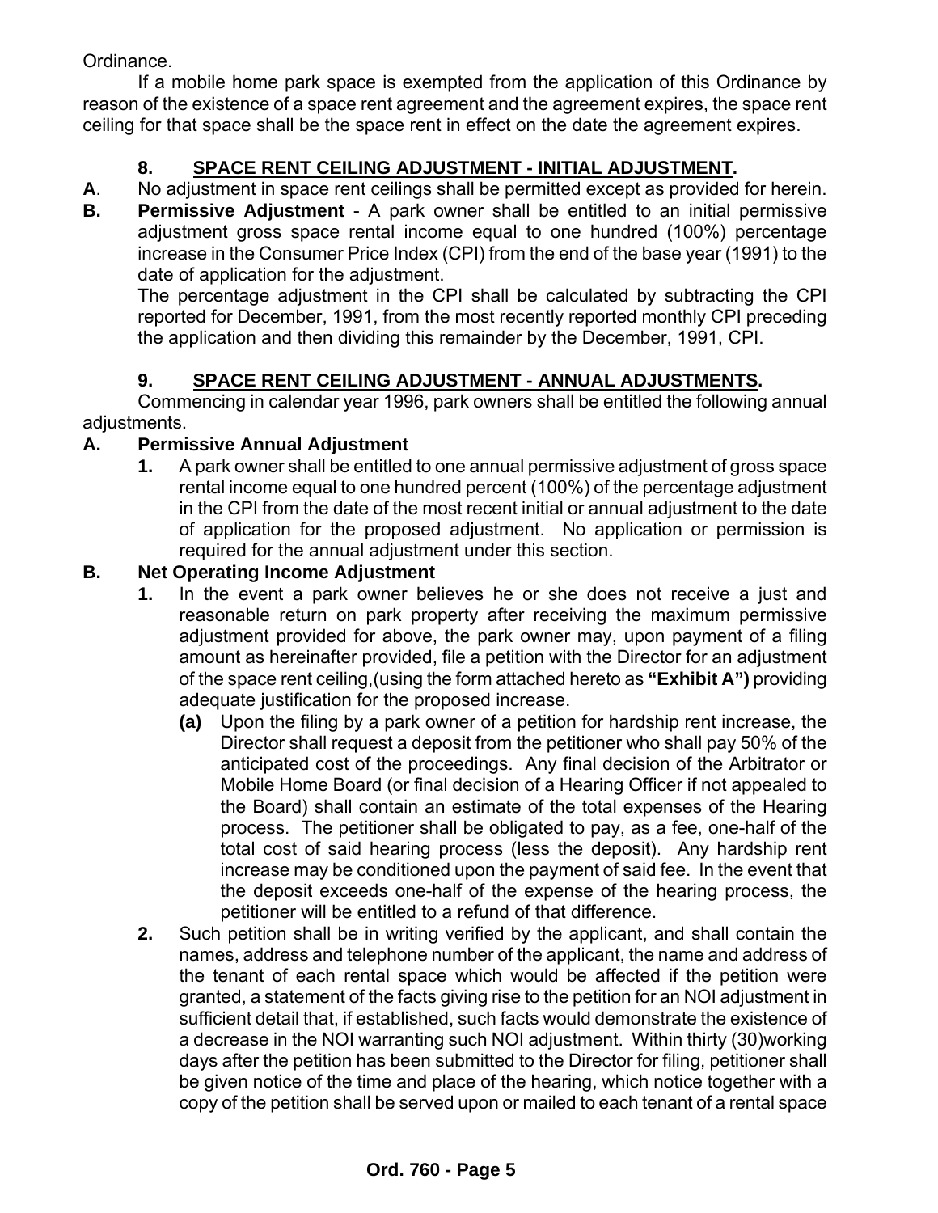Ordinance.

If a mobile home park space is exempted from the application of this Ordinance by reason of the existence of a space rent agreement and the agreement expires, the space rent ceiling for that space shall be the space rent in effect on the date the agreement expires.

### 8. SPACE RENT CEILING ADJUSTMENT - INITIAL ADJUSTMENT.

**A**. No adjustment in space rent ceilings shall be permitted except as provided for herein.

**B. Permissive Adjustment** - A park owner shall be entitled to an initial permissive adjustment gross space rental income equal to one hundred (100%) percentage increase in the Consumer Price Index (CPI) from the end of the base year (1991) to the date of application for the adjustment.

The percentage adjustment in the CPI shall be calculated by subtracting the CPI reported for December, 1991, from the most recently reported monthly CPI preceding the application and then dividing this remainder by the December, 1991, CPI.

### 9. SPACE RENT CEILING ADJUSTMENT - ANNUAL ADJUSTMENTS.

Commencing in calendar year 1996, park owners shall be entitled the following annual adjustments.

**A. Permissive Annual Adjustment**

**1.** A park owner shall be entitled to one annual permissive adjustment of gross space rental income equal to one hundred percent (100%) of the percentage adjustment in the CPI from the date of the most recent initial or annual adjustment to the date of application for the proposed adjustment. No application or permission is required for the annual adjustment under this section.

**B. Net Operating Income Adjustment**

**1.** In the event a park owner believes he or she does not receive a just and reasonable return on park property after receiving the maximum permissive adjustment provided for above, the park owner may, upon payment of a filing amount as hereinafter provided, file a petition with the Director for an adjustment of the space rent ceiling,(using the form attached hereto as **"Exhibit A")** providing adequate justification for the proposed increase.

**(a)** Upon the filing by a park owner of a petition for hardship rent increase, the Director shall request a deposit from the petitioner who shall pay 50% of the anticipated cost of the proceedings. Any final decision of the Arbitrator or Mobile Home Board (or final decision of a Hearing Officer if not appealed to the Board) shall contain an estimate of the total expenses of the Hearing process. The petitioner shall be obligated to pay, as a fee, one-half of the total cost of said hearing process (less the deposit). Any hardship rent increase may be conditioned upon the payment of said fee. In the event that the deposit exceeds one-half of the expense of the hearing process, the petitioner will be entitled to a refund of that difference.

**2.** Such petition shall be in writing verified by the applicant, and shall contain the names, address and telephone number of the applicant, the name and address of the tenant of each rental space which would be affected if the petition were granted, a statement of the facts giving rise to the petition for an NOI adjustment in sufficient detail that, if established, such facts would demonstrate the existence of a decrease in the NOI warranting such NOI adjustment. Within thirty (30)working days after the petition has been submitted to the Director for filing, petitioner shall be given notice of the time and place of the hearing, which notice together with a copy of the petition shall be served upon or mailed to each tenant of a rental space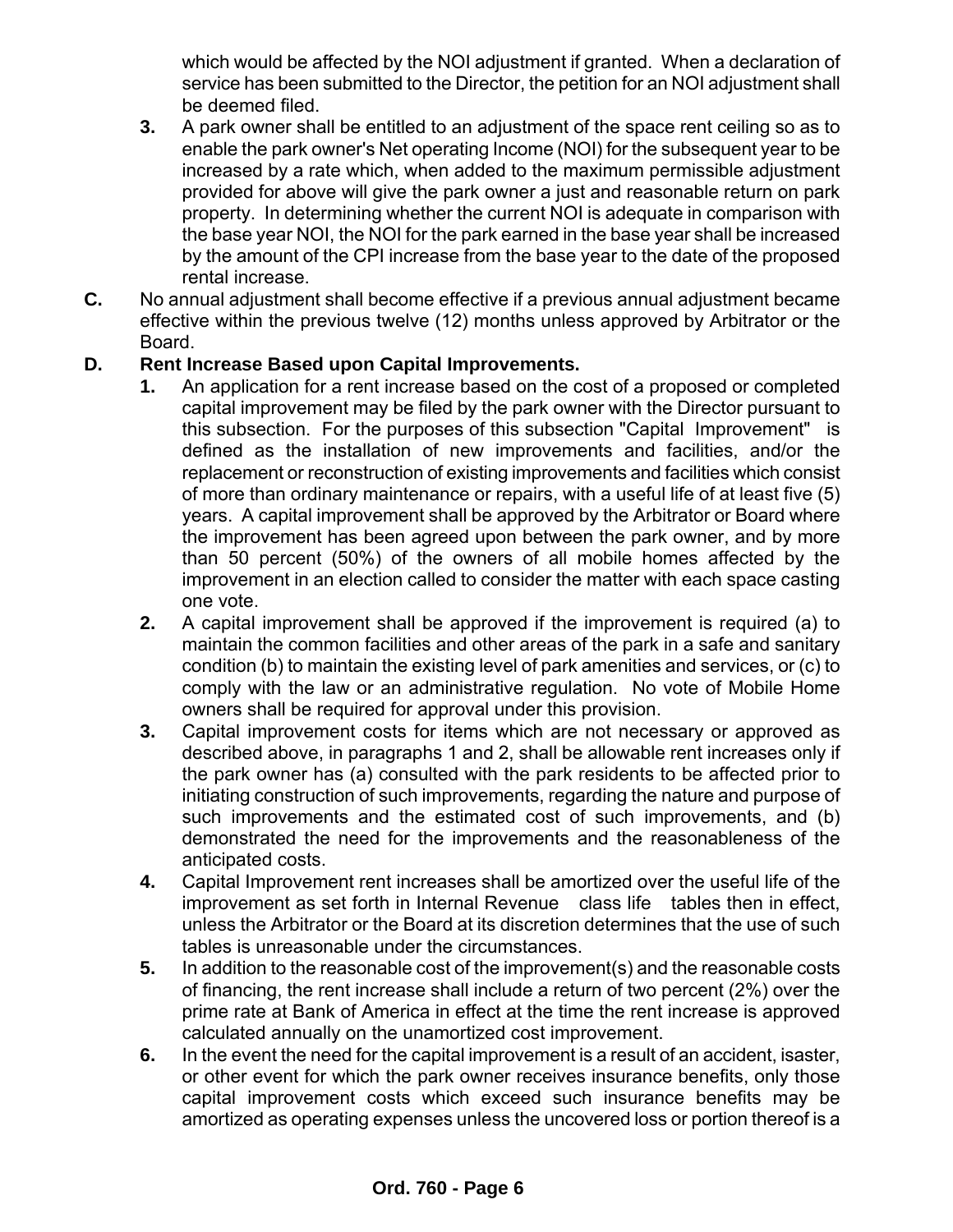which would be affected by the NOI adjustment if granted. When a declaration of service has been submitted to the Director, the petition for an NOI adjustment shall be deemed filed.

**3.** A park owner shall be entitled to an adjustment of the space rent ceiling so as to enable the park owner's Net operating Income (NOI) for the subsequent year to be increased by a rate which, when added to the maximum permissible adjustment provided for above will give the park owner a just and reasonable return on park property. In determining whether the current NOI is adequate in comparison with the base year NOI, the NOI for the park earned in the base year shall be increased by the amount of the CPI increase from the base year to the date of the proposed rental increase.

**C.** No annual adjustment shall become effective if a previous annual adjustment became effective within the previous twelve (12) months unless approved by Arbitrator or the Board.

**D. Rent Increase Based upon Capital Improvements.**

**1.** An application for a rent increase based on the cost of a proposed or completed capital improvement may be filed by the park owner with the Director pursuant to this subsection. For the purposes of this subsection "Capital Improvement" is defined as the installation of new improvements and facilities, and/or the replacement or reconstruction of existing improvements and facilities which consist of more than ordinary maintenance or repairs, with a useful life of at least five (5) years. A capital improvement shall be approved by the Arbitrator or Board where the improvement has been agreed upon between the park owner, and by more than 50 percent (50%) of the owners of all mobile homes affected by the improvement in an election called to consider the matter with each space casting one vote.

**2.** A capital improvement shall be approved if the improvement is required (a) to maintain the common facilities and other areas of the park in a safe and sanitary condition (b) to maintain the existing level of park amenities and services, or (c) to comply with the law or an administrative regulation. No vote of Mobile Home owners shall be required for approval under this provision.

**3.** Capital improvement costs for items which are not necessary or approved as described above, in paragraphs 1 and 2, shall be allowable rent increases only if the park owner has (a) consulted with the park residents to be affected prior to initiating construction of such improvements, regarding the nature and purpose of such improvements and the estimated cost of such improvements, and (b) demonstrated the need for the improvements and the reasonableness of the anticipated costs.

**4.** Capital Improvement rent increases shall be amortized over the useful life of the improvement as set forth in Internal Revenue class life tables then in effect, unless the Arbitrator or the Board at its discretion determines that the use of such tables is unreasonable under the circumstances.

**5.** In addition to the reasonable cost of the improvement(s) and the reasonable costs of financing, the rent increase shall include a return of two percent (2%) over the prime rate at Bank of America in effect at the time the rent increase is approved calculated annually on the unamortized cost improvement.

**6.** In the event the need for the capital improvement is a result of an accident, isaster, or other event for which the park owner receives insurance benefits, only those capital improvement costs which exceed such insurance benefits may be amortized as operating expenses unless the uncovered loss or portion thereof is a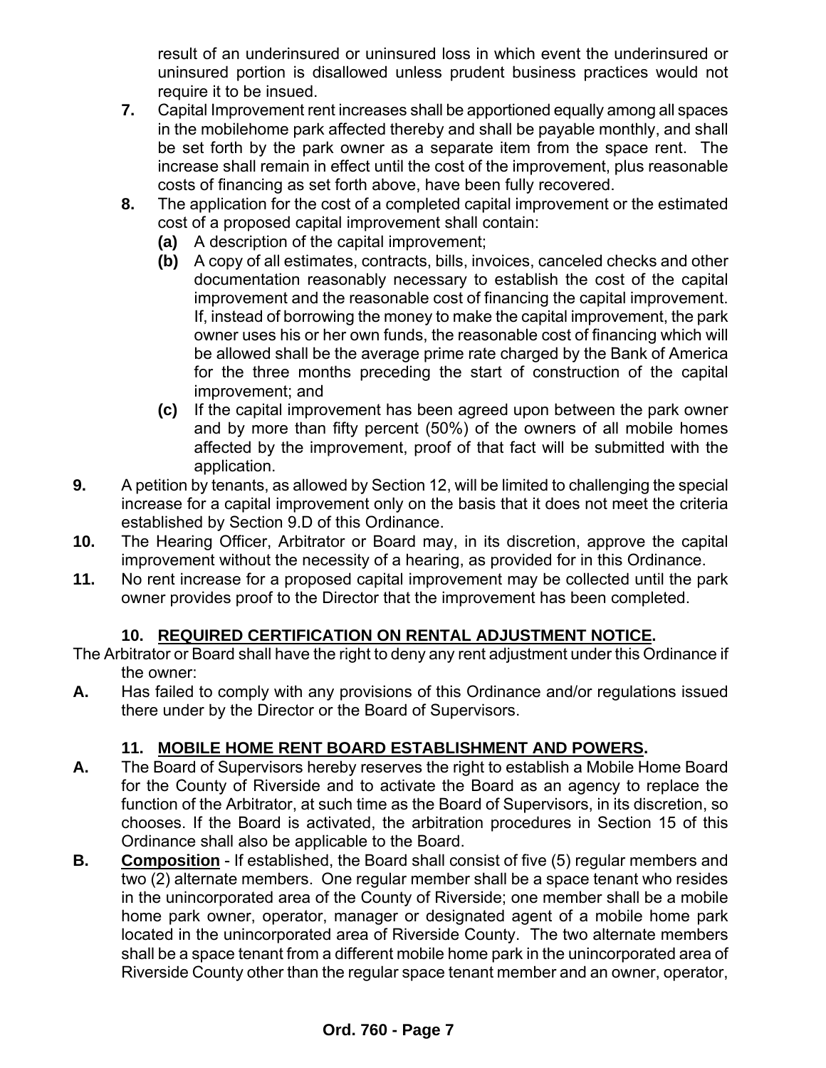result of an underinsured or uninsured loss in which event the underinsured or uninsured portion is disallowed unless prudent business practices would not require it to be insued.

**7.** Capital Improvement rent increases shall be apportioned equally among all spaces in the mobilehome park affected thereby and shall be payable monthly, and shall be set forth by the park owner as a separate item from the space rent. The increase shall remain in effect until the cost of the improvement, plus reasonable costs of financing as set forth above, have been fully recovered.

**8.** The application for the cost of a completed capital improvement or the estimated cost of a proposed capital improvement shall contain:

**(a)** A description of the capital improvement;

**(b)** A copy of all estimates, contracts, bills, invoices, canceled checks and other documentation reasonably necessary to establish the cost of the capital improvement and the reasonable cost of financing the capital improvement. If, instead of borrowing the money to make the capital improvement, the park owner uses his or her own funds, the reasonable cost of financing which will be allowed shall be the average prime rate charged by the Bank of America for the three months preceding the start of construction of the capital improvement; and

**(c)** If the capital improvement has been agreed upon between the park owner and by more than fifty percent (50%) of the owners of all mobile homes affected by the improvement, proof of that fact will be submitted with the application.

**9.** A petition by tenants, as allowed by Section 12, will be limited to challenging the special increase for a capital improvement only on the basis that it does not meet the criteria established by Section 9.D of this Ordinance.

**10.** The Hearing Officer, Arbitrator or Board may, in its discretion, approve the capital improvement without the necessity of a hearing, as provided for in this Ordinance.

**11.** No rent increase for a proposed capital improvement may be collected until the park owner provides proof to the Director that the improvement has been completed.

## 10. REQUIRED CERTIFICATION ON RENTAL ADJUSTMENT NOTICE.

The Arbitrator or Board shall have the right to deny any rent adjustment under this Ordinance if the owner:

**A.** Has failed to comply with any provisions of this Ordinance and/or regulations issued there under by the Director or the Board of Supervisors.

## 11. MOBILE HOME RENT BOARD ESTABLISHMENT AND POWERS.

**A.** The Board of Supervisors hereby reserves the right to establish a Mobile Home Board for the County of Riverside and to activate the Board as an agency to replace the function of the Arbitrator, at such time as the Board of Supervisors, in its discretion, so chooses. If the Board is activated, the arbitration procedures in Section 15 of this Ordinance shall also be applicable to the Board.

**B.** **Composition** - If established, the Board shall consist of five (5) regular members and two (2) alternate members. One regular member shall be a space tenant who resides in the unincorporated area of the County of Riverside; one member shall be a mobile home park owner, operator, manager or designated agent of a mobile home park located in the unincorporated area of Riverside County. The two alternate members shall be a space tenant from a different mobile home park in the unincorporated area of Riverside County other than the regular space tenant member and an owner, operator,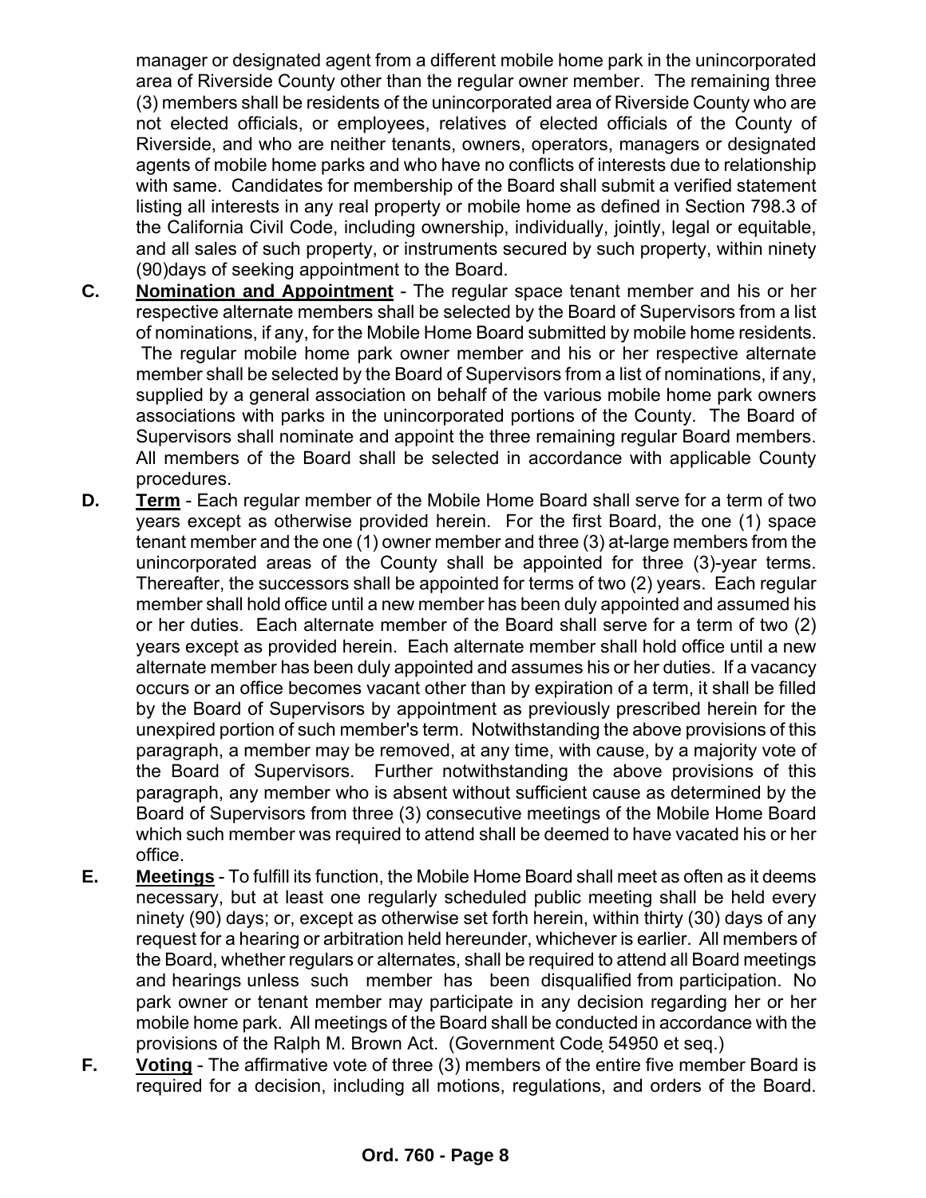manager or designated agent from a different mobile home park in the unincorporated area of Riverside County other than the regular owner member. The remaining three (3) members shall be residents of the unincorporated area of Riverside County who are not elected officials, or employees, relatives of elected officials of the County of Riverside, and who are neither tenants, owners, operators, managers or designated agents of mobile home parks and who have no conflicts of interests due to relationship with same. Candidates for membership of the Board shall submit a verified statement listing all interests in any real property or mobile home as defined in Section 798.3 of the California Civil Code, including ownership, individually, jointly, legal or equitable, and all sales of such property, or instruments secured by such property, within ninety (90)days of seeking appointment to the Board.

**C.** **Nomination and Appointment** - The regular space tenant member and his or her respective alternate members shall be selected by the Board of Supervisors from a list of nominations, if any, for the Mobile Home Board submitted by mobile home residents. The regular mobile home park owner member and his or her respective alternate member shall be selected by the Board of Supervisors from a list of nominations, if any, supplied by a general association on behalf of the various mobile home park owners associations with parks in the unincorporated portions of the County. The Board of Supervisors shall nominate and appoint the three remaining regular Board members. All members of the Board shall be selected in accordance with applicable County procedures.

**D.** **Term** - Each regular member of the Mobile Home Board shall serve for a term of two years except as otherwise provided herein. For the first Board, the one (1) space tenant member and the one (1) owner member and three (3) at-large members from the unincorporated areas of the County shall be appointed for three (3)-year terms. Thereafter, the successors shall be appointed for terms of two (2) years. Each regular member shall hold office until a new member has been duly appointed and assumed his or her duties. Each alternate member of the Board shall serve for a term of two (2) years except as provided herein. Each alternate member shall hold office until a new alternate member has been duly appointed and assumes his or her duties. If a vacancy occurs or an office becomes vacant other than by expiration of a term, it shall be filled by the Board of Supervisors by appointment as previously prescribed herein for the unexpired portion of such member's term. Notwithstanding the above provisions of this paragraph, a member may be removed, at any time, with cause, by a majority vote of the Board of Supervisors. Further notwithstanding the above provisions of this paragraph, any member who is absent without sufficient cause as determined by the Board of Supervisors from three (3) consecutive meetings of the Mobile Home Board which such member was required to attend shall be deemed to have vacated his or her office.

**E.** **Meetings** - To fulfill its function, the Mobile Home Board shall meet as often as it deems necessary, but at least one regularly scheduled public meeting shall be held every ninety (90) days; or, except as otherwise set forth herein, within thirty (30) days of any request for a hearing or arbitration held hereunder, whichever is earlier. All members of the Board, whether regulars or alternates, shall be required to attend all Board meetings and hearings unless such member has been disqualified from participation. No park owner or tenant member may participate in any decision regarding her or her mobile home park. All meetings of the Board shall be conducted in accordance with the provisions of the Ralph M. Brown Act. (Government Code 54950 et seq.)

**F.** **Voting** - The affirmative vote of three (3) members of the entire five member Board is required for a decision, including all motions, regulations, and orders of the Board.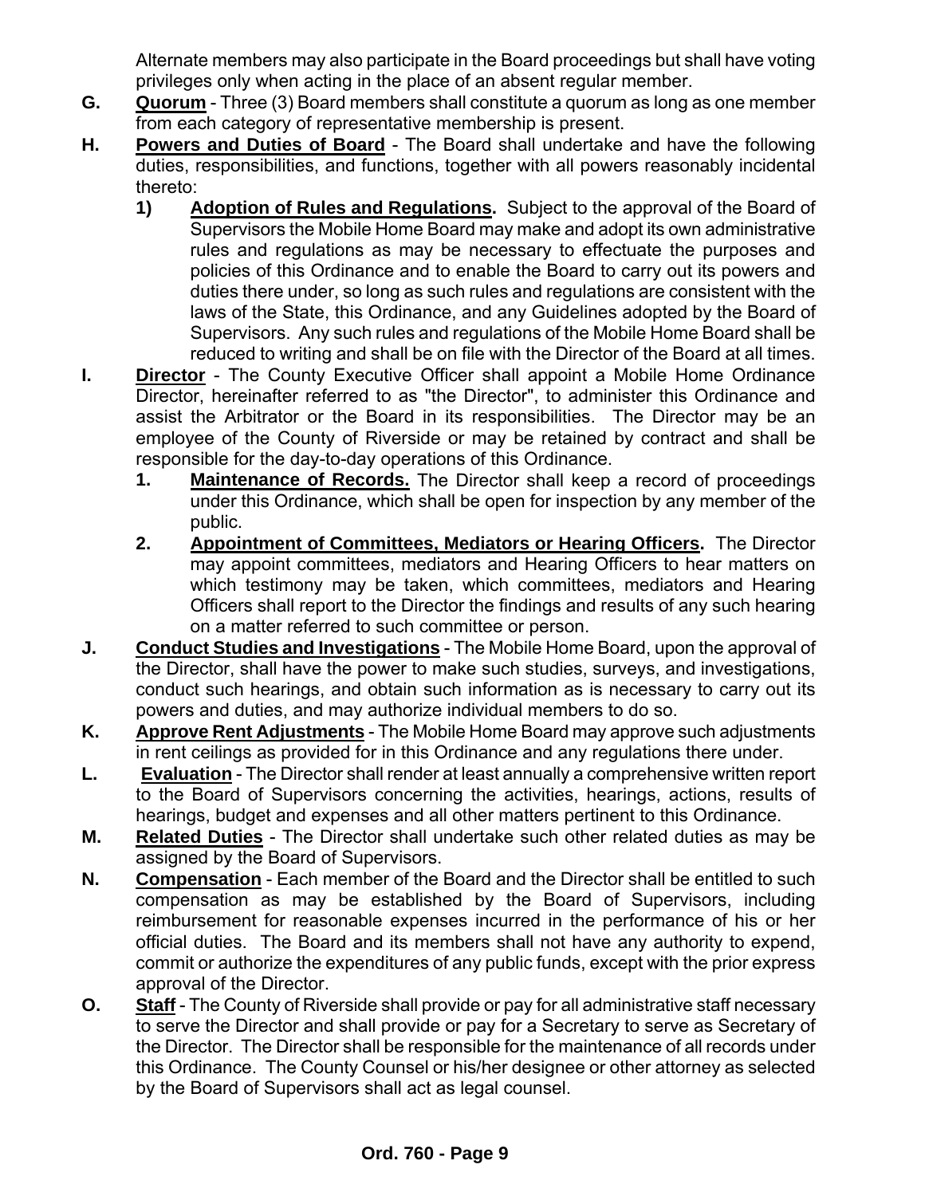Alternate members may also participate in the Board proceedings but shall have voting privileges only when acting in the place of an absent regular member.

**G.** **Quorum** - Three (3) Board members shall constitute a quorum as long as one member from each category of representative membership is present.

**H.** **Powers and Duties of Board** - The Board shall undertake and have the following duties, responsibilities, and functions, together with all powers reasonably incidental thereto:

- **1)** **Adoption of Rules and Regulations.** Subject to the approval of the Board of Supervisors the Mobile Home Board may make and adopt its own administrative rules and regulations as may be necessary to effectuate the purposes and policies of this Ordinance and to enable the Board to carry out its powers and duties there under, so long as such rules and regulations are consistent with the laws of the State, this Ordinance, and any Guidelines adopted by the Board of Supervisors. Any such rules and regulations of the Mobile Home Board shall be reduced to writing and shall be on file with the Director of the Board at all times.

**I.** **Director** - The County Executive Officer shall appoint a Mobile Home Ordinance Director, hereinafter referred to as "the Director", to administer this Ordinance and assist the Arbitrator or the Board in its responsibilities. The Director may be an employee of the County of Riverside or may be retained by contract and shall be responsible for the day-to-day operations of this Ordinance.

- **1.** **Maintenance of Records.** The Director shall keep a record of proceedings under this Ordinance, which shall be open for inspection by any member of the public.
- **2.** **Appointment of Committees, Mediators or Hearing Officers.** The Director may appoint committees, mediators and Hearing Officers to hear matters on which testimony may be taken, which committees, mediators and Hearing Officers shall report to the Director the findings and results of any such hearing on a matter referred to such committee or person.

**J.** **Conduct Studies and Investigations** - The Mobile Home Board, upon the approval of the Director, shall have the power to make such studies, surveys, and investigations, conduct such hearings, and obtain such information as is necessary to carry out its powers and duties, and may authorize individual members to do so.

**K.** **Approve Rent Adjustments** - The Mobile Home Board may approve such adjustments in rent ceilings as provided for in this Ordinance and any regulations there under.

**L.** **Evaluation** - The Director shall render at least annually a comprehensive written report to the Board of Supervisors concerning the activities, hearings, actions, results of hearings, budget and expenses and all other matters pertinent to this Ordinance.

**M.** **Related Duties** - The Director shall undertake such other related duties as may be assigned by the Board of Supervisors.

**N.** **Compensation** - Each member of the Board and the Director shall be entitled to such compensation as may be established by the Board of Supervisors, including reimbursement for reasonable expenses incurred in the performance of his or her official duties. The Board and its members shall not have any authority to expend, commit or authorize the expenditures of any public funds, except with the prior express approval of the Director.

**O.** **Staff** - The County of Riverside shall provide or pay for all administrative staff necessary to serve the Director and shall provide or pay for a Secretary to serve as Secretary of the Director. The Director shall be responsible for the maintenance of all records under this Ordinance. The County Counsel or his/her designee or other attorney as selected by the Board of Supervisors shall act as legal counsel.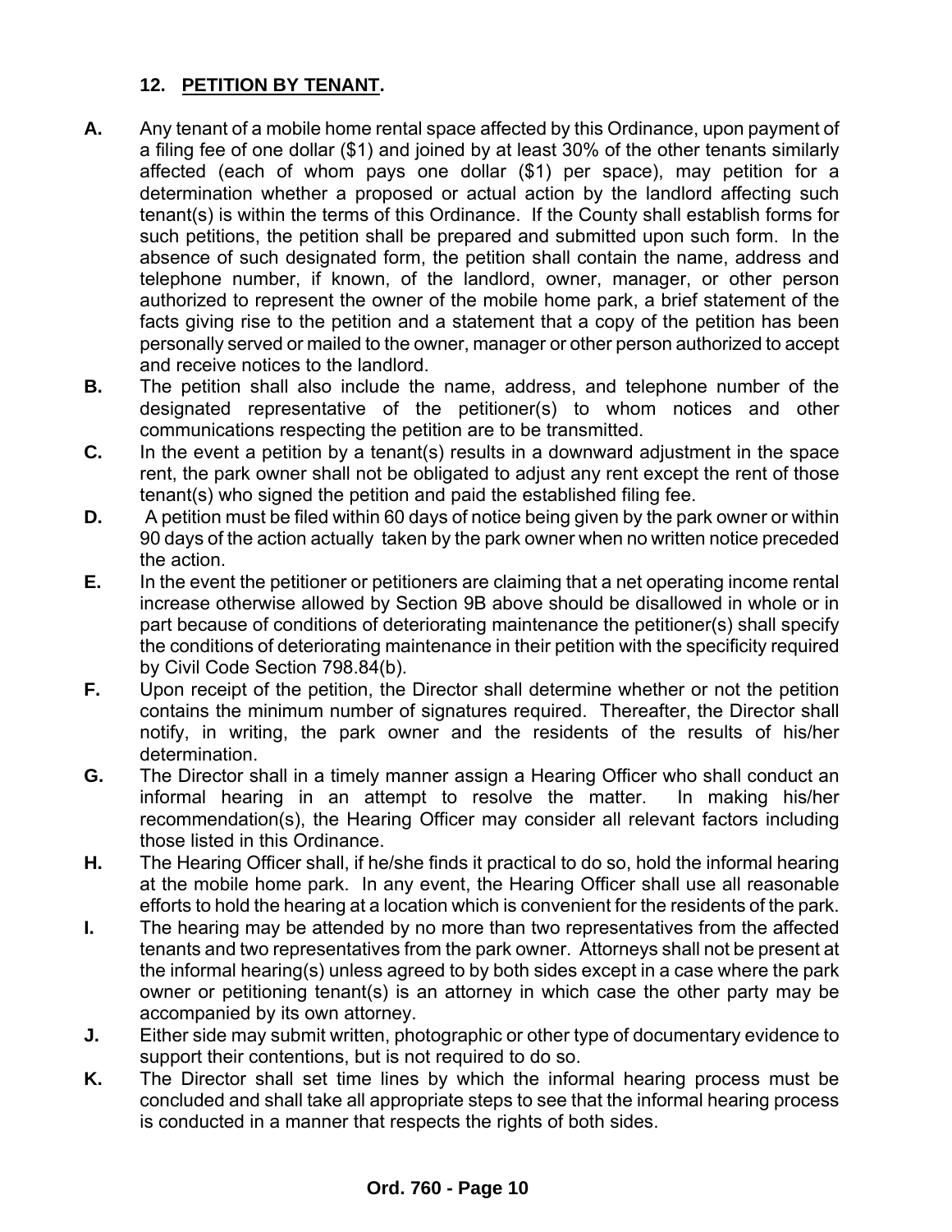## 12. PETITION BY TENANT.

**A.** Any tenant of a mobile home rental space affected by this Ordinance, upon payment of a filing fee of one dollar ($1) and joined by at least 30% of the other tenants similarly affected (each of whom pays one dollar ($1) per space), may petition for a determination whether a proposed or actual action by the landlord affecting such tenant(s) is within the terms of this Ordinance. If the County shall establish forms for such petitions, the petition shall be prepared and submitted upon such form. In the absence of such designated form, the petition shall contain the name, address and telephone number, if known, of the landlord, owner, manager, or other person authorized to represent the owner of the mobile home park, a brief statement of the facts giving rise to the petition and a statement that a copy of the petition has been personally served or mailed to the owner, manager or other person authorized to accept and receive notices to the landlord.

**B.** The petition shall also include the name, address, and telephone number of the designated representative of the petitioner(s) to whom notices and other communications respecting the petition are to be transmitted.

**C.** In the event a petition by a tenant(s) results in a downward adjustment in the space rent, the park owner shall not be obligated to adjust any rent except the rent of those tenant(s) who signed the petition and paid the established filing fee.

**D.** A petition must be filed within 60 days of notice being given by the park owner or within 90 days of the action actually taken by the park owner when no written notice preceded the action.

**E.** In the event the petitioner or petitioners are claiming that a net operating income rental increase otherwise allowed by Section 9B above should be disallowed in whole or in part because of conditions of deteriorating maintenance the petitioner(s) shall specify the conditions of deteriorating maintenance in their petition with the specificity required by Civil Code Section 798.84(b).

**F.** Upon receipt of the petition, the Director shall determine whether or not the petition contains the minimum number of signatures required. Thereafter, the Director shall notify, in writing, the park owner and the residents of the results of his/her determination.

**G.** The Director shall in a timely manner assign a Hearing Officer who shall conduct an informal hearing in an attempt to resolve the matter. In making his/her recommendation(s), the Hearing Officer may consider all relevant factors including those listed in this Ordinance.

**H.** The Hearing Officer shall, if he/she finds it practical to do so, hold the informal hearing at the mobile home park. In any event, the Hearing Officer shall use all reasonable efforts to hold the hearing at a location which is convenient for the residents of the park.

**I.** The hearing may be attended by no more than two representatives from the affected tenants and two representatives from the park owner. Attorneys shall not be present at the informal hearing(s) unless agreed to by both sides except in a case where the park owner or petitioning tenant(s) is an attorney in which case the other party may be accompanied by its own attorney.

**J.** Either side may submit written, photographic or other type of documentary evidence to support their contentions, but is not required to do so.

**K.** The Director shall set time lines by which the informal hearing process must be concluded and shall take all appropriate steps to see that the informal hearing process is conducted in a manner that respects the rights of both sides.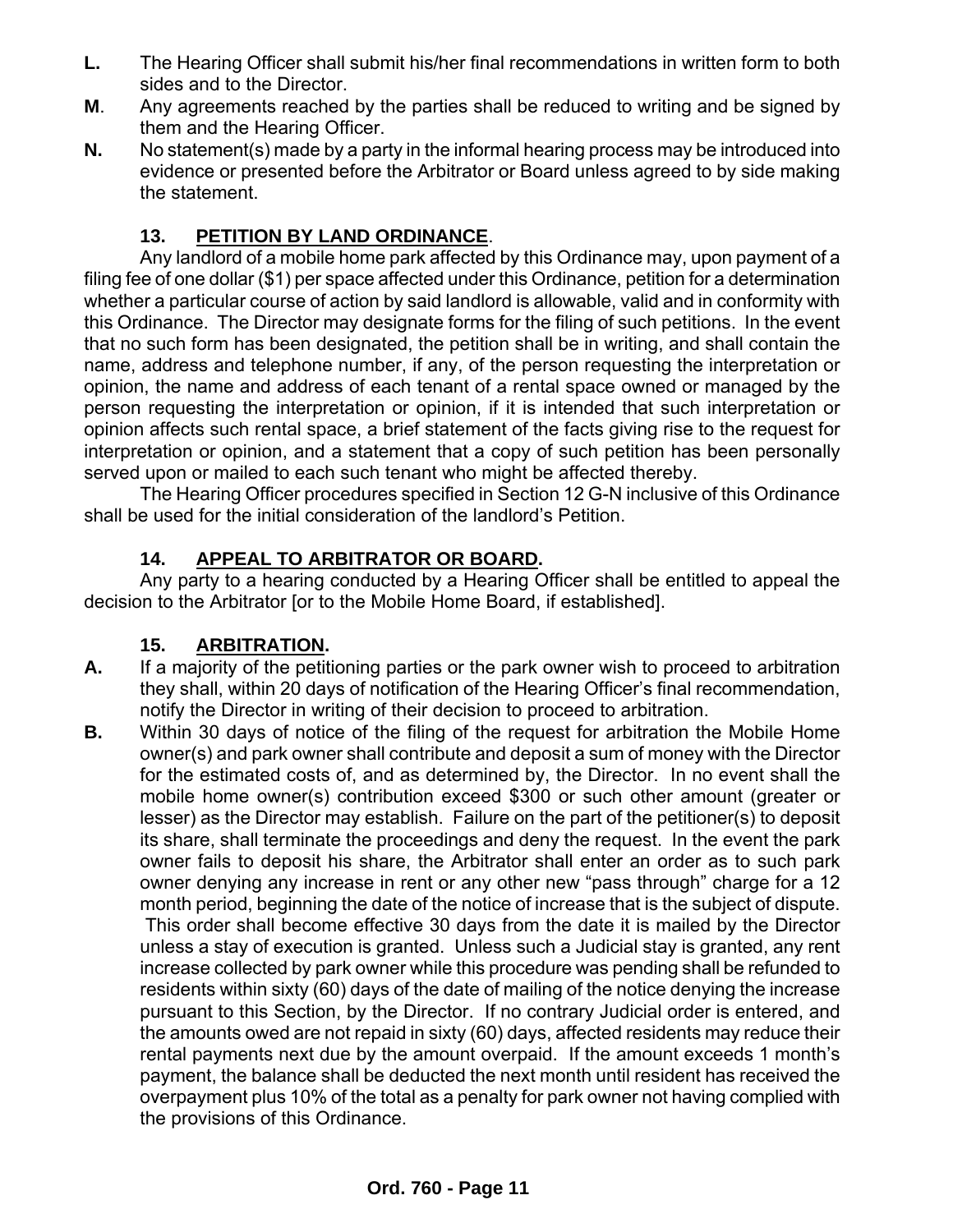**L.** The Hearing Officer shall submit his/her final recommendations in written form to both sides and to the Director.

**M**. Any agreements reached by the parties shall be reduced to writing and be signed by them and the Hearing Officer.

**N.** No statement(s) made by a party in the informal hearing process may be introduced into evidence or presented before the Arbitrator or Board unless agreed to by side making the statement.

## 13. PETITION BY LAND ORDINANCE.

Any landlord of a mobile home park affected by this Ordinance may, upon payment of a filing fee of one dollar ($1) per space affected under this Ordinance, petition for a determination whether a particular course of action by said landlord is allowable, valid and in conformity with this Ordinance. The Director may designate forms for the filing of such petitions. In the event that no such form has been designated, the petition shall be in writing, and shall contain the name, address and telephone number, if any, of the person requesting the interpretation or opinion, the name and address of each tenant of a rental space owned or managed by the person requesting the interpretation or opinion, if it is intended that such interpretation or opinion affects such rental space, a brief statement of the facts giving rise to the request for interpretation or opinion, and a statement that a copy of such petition has been personally served upon or mailed to each such tenant who might be affected thereby.

The Hearing Officer procedures specified in Section 12 G-N inclusive of this Ordinance shall be used for the initial consideration of the landlord's Petition.

## 14. APPEAL TO ARBITRATOR OR BOARD.

Any party to a hearing conducted by a Hearing Officer shall be entitled to appeal the decision to the Arbitrator [or to the Mobile Home Board, if established].

## 15. ARBITRATION.

**A.** If a majority of the petitioning parties or the park owner wish to proceed to arbitration they shall, within 20 days of notification of the Hearing Officer's final recommendation, notify the Director in writing of their decision to proceed to arbitration.

**B.** Within 30 days of notice of the filing of the request for arbitration the Mobile Home owner(s) and park owner shall contribute and deposit a sum of money with the Director for the estimated costs of, and as determined by, the Director. In no event shall the mobile home owner(s) contribution exceed $300 or such other amount (greater or lesser) as the Director may establish. Failure on the part of the petitioner(s) to deposit its share, shall terminate the proceedings and deny the request. In the event the park owner fails to deposit his share, the Arbitrator shall enter an order as to such park owner denying any increase in rent or any other new "pass through" charge for a 12 month period, beginning the date of the notice of increase that is the subject of dispute. This order shall become effective 30 days from the date it is mailed by the Director unless a stay of execution is granted. Unless such a Judicial stay is granted, any rent increase collected by park owner while this procedure was pending shall be refunded to residents within sixty (60) days of the date of mailing of the notice denying the increase pursuant to this Section, by the Director. If no contrary Judicial order is entered, and the amounts owed are not repaid in sixty (60) days, affected residents may reduce their rental payments next due by the amount overpaid. If the amount exceeds 1 month's payment, the balance shall be deducted the next month until resident has received the overpayment plus 10% of the total as a penalty for park owner not having complied with the provisions of this Ordinance.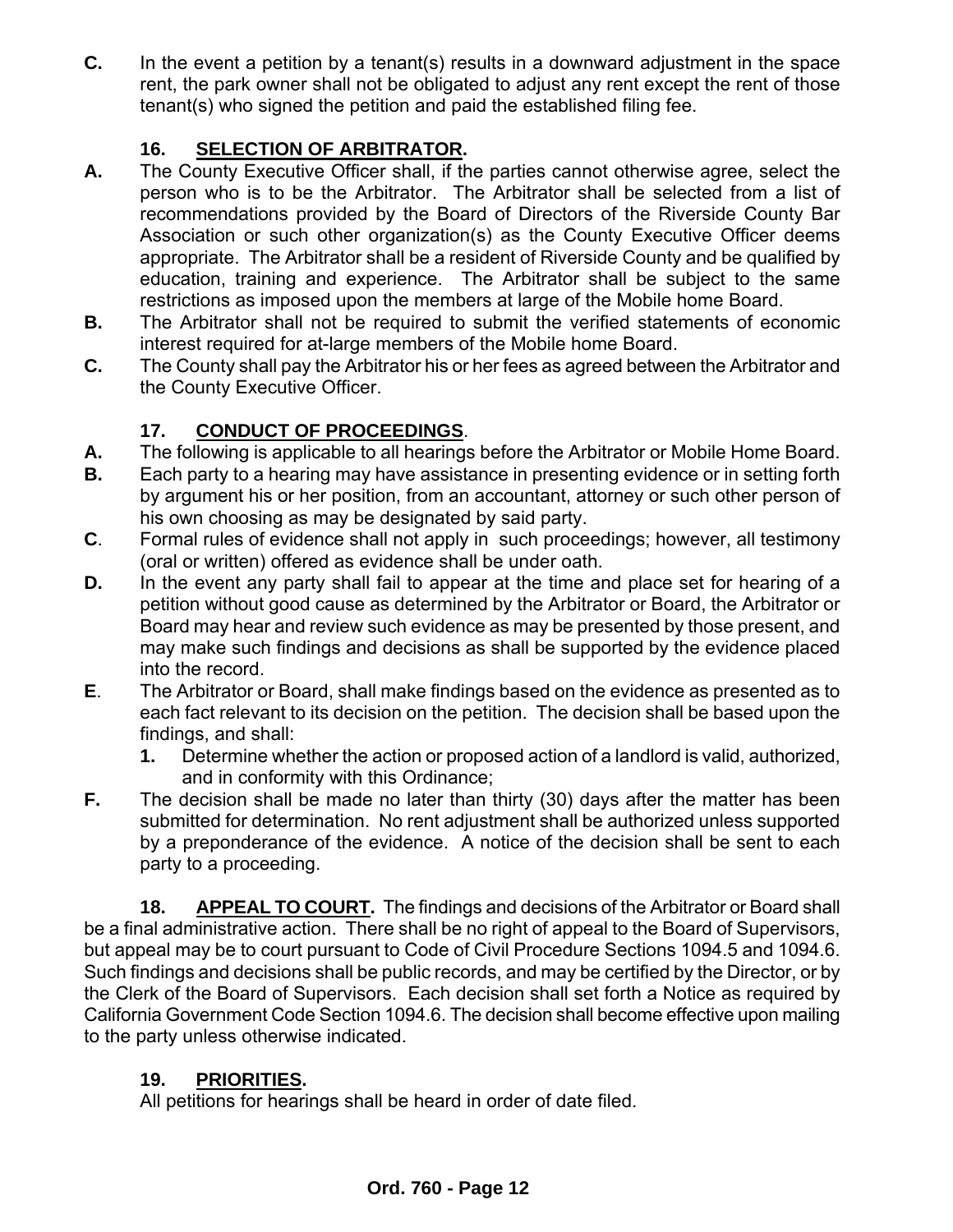**C.** In the event a petition by a tenant(s) results in a downward adjustment in the space rent, the park owner shall not be obligated to adjust any rent except the rent of those tenant(s) who signed the petition and paid the established filing fee.

## 16. SELECTION OF ARBITRATOR.

**A.** The County Executive Officer shall, if the parties cannot otherwise agree, select the person who is to be the Arbitrator. The Arbitrator shall be selected from a list of recommendations provided by the Board of Directors of the Riverside County Bar Association or such other organization(s) as the County Executive Officer deems appropriate. The Arbitrator shall be a resident of Riverside County and be qualified by education, training and experience. The Arbitrator shall be subject to the same restrictions as imposed upon the members at large of the Mobile home Board.

**B.** The Arbitrator shall not be required to submit the verified statements of economic interest required for at-large members of the Mobile home Board.

**C.** The County shall pay the Arbitrator his or her fees as agreed between the Arbitrator and the County Executive Officer.

## 17. CONDUCT OF PROCEEDINGS.

**A.** The following is applicable to all hearings before the Arbitrator or Mobile Home Board.

**B.** Each party to a hearing may have assistance in presenting evidence or in setting forth by argument his or her position, from an accountant, attorney or such other person of his own choosing as may be designated by said party.

**C**. Formal rules of evidence shall not apply in such proceedings; however, all testimony (oral or written) offered as evidence shall be under oath.

**D.** In the event any party shall fail to appear at the time and place set for hearing of a petition without good cause as determined by the Arbitrator or Board, the Arbitrator or Board may hear and review such evidence as may be presented by those present, and may make such findings and decisions as shall be supported by the evidence placed into the record.

**E**. The Arbitrator or Board, shall make findings based on the evidence as presented as to each fact relevant to its decision on the petition. The decision shall be based upon the findings, and shall:

1. Determine whether the action or proposed action of a landlord is valid, authorized, and in conformity with this Ordinance;

**F.** The decision shall be made no later than thirty (30) days after the matter has been submitted for determination. No rent adjustment shall be authorized unless supported by a preponderance of the evidence. A notice of the decision shall be sent to each party to a proceeding.

**18. APPEAL TO COURT.** The findings and decisions of the Arbitrator or Board shall be a final administrative action. There shall be no right of appeal to the Board of Supervisors, but appeal may be to court pursuant to Code of Civil Procedure Sections 1094.5 and 1094.6. Such findings and decisions shall be public records, and may be certified by the Director, or by the Clerk of the Board of Supervisors. Each decision shall set forth a Notice as required by California Government Code Section 1094.6. The decision shall become effective upon mailing to the party unless otherwise indicated.

## 19. PRIORITIES.

All petitions for hearings shall be heard in order of date filed.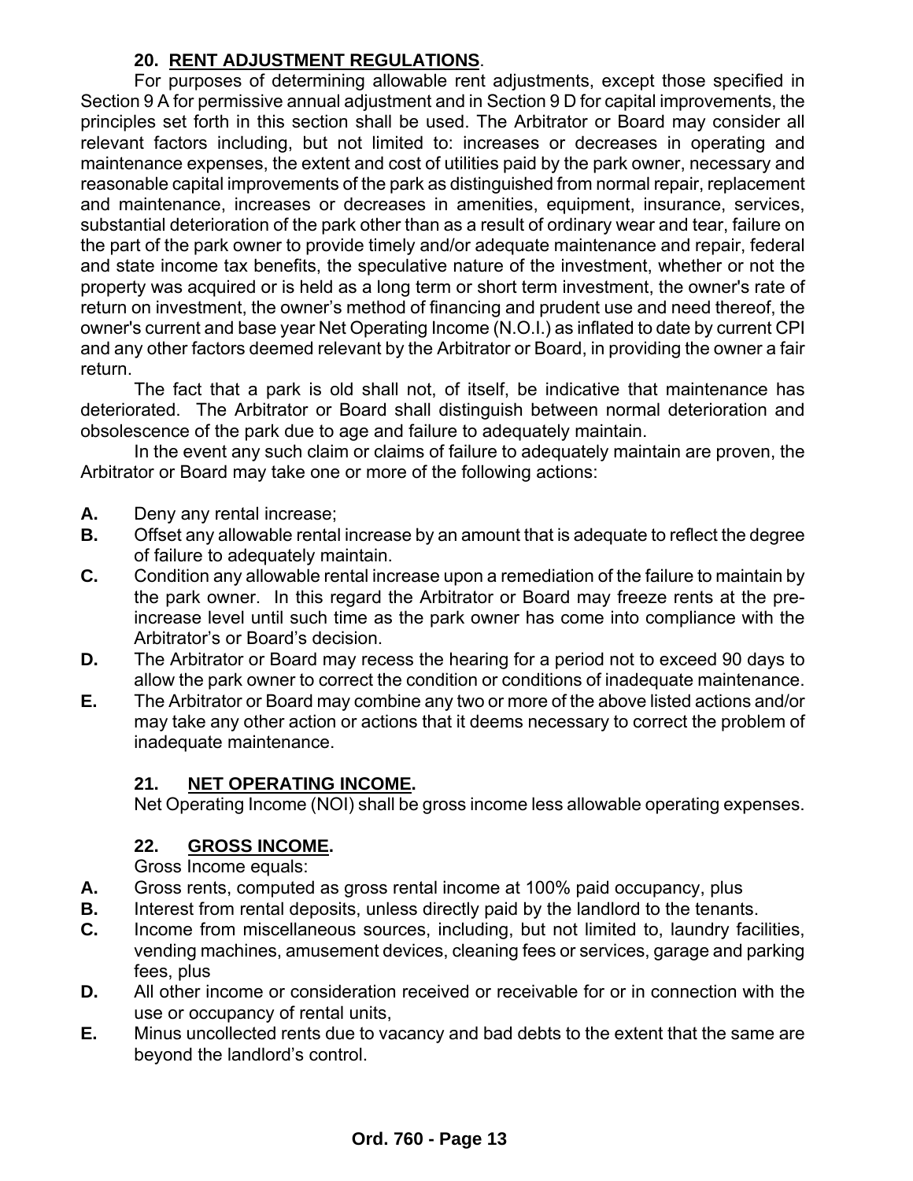### 20. RENT ADJUSTMENT REGULATIONS.

For purposes of determining allowable rent adjustments, except those specified in Section 9 A for permissive annual adjustment and in Section 9 D for capital improvements, the principles set forth in this section shall be used. The Arbitrator or Board may consider all relevant factors including, but not limited to: increases or decreases in operating and maintenance expenses, the extent and cost of utilities paid by the park owner, necessary and reasonable capital improvements of the park as distinguished from normal repair, replacement and maintenance, increases or decreases in amenities, equipment, insurance, services, substantial deterioration of the park other than as a result of ordinary wear and tear, failure on the part of the park owner to provide timely and/or adequate maintenance and repair, federal and state income tax benefits, the speculative nature of the investment, whether or not the property was acquired or is held as a long term or short term investment, the owner's rate of return on investment, the owner's method of financing and prudent use and need thereof, the owner's current and base year Net Operating Income (N.O.I.) as inflated to date by current CPI and any other factors deemed relevant by the Arbitrator or Board, in providing the owner a fair return.

The fact that a park is old shall not, of itself, be indicative that maintenance has deteriorated. The Arbitrator or Board shall distinguish between normal deterioration and obsolescence of the park due to age and failure to adequately maintain.

In the event any such claim or claims of failure to adequately maintain are proven, the Arbitrator or Board may take one or more of the following actions:

**A.** Deny any rental increase;

**B.** Offset any allowable rental increase by an amount that is adequate to reflect the degree of failure to adequately maintain.

**C.** Condition any allowable rental increase upon a remediation of the failure to maintain by the park owner. In this regard the Arbitrator or Board may freeze rents at the pre-increase level until such time as the park owner has come into compliance with the Arbitrator's or Board's decision.

**D.** The Arbitrator or Board may recess the hearing for a period not to exceed 90 days to allow the park owner to correct the condition or conditions of inadequate maintenance.

**E.** The Arbitrator or Board may combine any two or more of the above listed actions and/or may take any other action or actions that it deems necessary to correct the problem of inadequate maintenance.

### 21. NET OPERATING INCOME.

Net Operating Income (NOI) shall be gross income less allowable operating expenses.

### 22. GROSS INCOME.

Gross Income equals:

**A.** Gross rents, computed as gross rental income at 100% paid occupancy, plus

**B.** Interest from rental deposits, unless directly paid by the landlord to the tenants.

**C.** Income from miscellaneous sources, including, but not limited to, laundry facilities, vending machines, amusement devices, cleaning fees or services, garage and parking fees, plus

**D.** All other income or consideration received or receivable for or in connection with the use or occupancy of rental units,

**E.** Minus uncollected rents due to vacancy and bad debts to the extent that the same are beyond the landlord's control.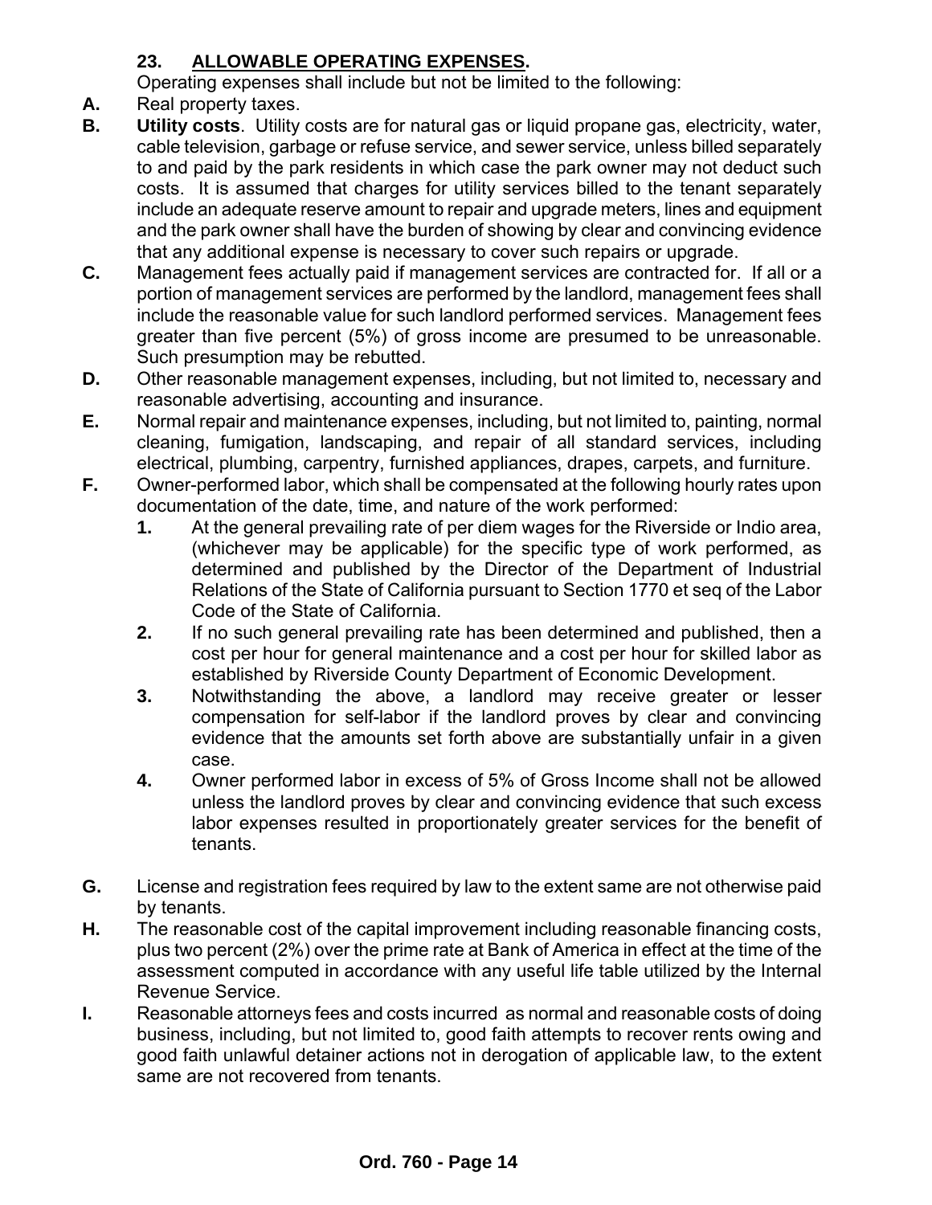### 23. **ALLOWABLE OPERATING EXPENSES.**

Operating expenses shall include but not be limited to the following:

**A.** Real property taxes.

**B.** **Utility costs**. Utility costs are for natural gas or liquid propane gas, electricity, water, cable television, garbage or refuse service, and sewer service, unless billed separately to and paid by the park residents in which case the park owner may not deduct such costs. It is assumed that charges for utility services billed to the tenant separately include an adequate reserve amount to repair and upgrade meters, lines and equipment and the park owner shall have the burden of showing by clear and convincing evidence that any additional expense is necessary to cover such repairs or upgrade.

**C.** Management fees actually paid if management services are contracted for. If all or a portion of management services are performed by the landlord, management fees shall include the reasonable value for such landlord performed services. Management fees greater than five percent (5%) of gross income are presumed to be unreasonable. Such presumption may be rebutted.

**D.** Other reasonable management expenses, including, but not limited to, necessary and reasonable advertising, accounting and insurance.

**E.** Normal repair and maintenance expenses, including, but not limited to, painting, normal cleaning, fumigation, landscaping, and repair of all standard services, including electrical, plumbing, carpentry, furnished appliances, drapes, carpets, and furniture.

**F.** Owner-performed labor, which shall be compensated at the following hourly rates upon documentation of the date, time, and nature of the work performed:

**1.** At the general prevailing rate of per diem wages for the Riverside or Indio area, (whichever may be applicable) for the specific type of work performed, as determined and published by the Director of the Department of Industrial Relations of the State of California pursuant to Section 1770 et seq of the Labor Code of the State of California.

**2.** If no such general prevailing rate has been determined and published, then a cost per hour for general maintenance and a cost per hour for skilled labor as established by Riverside County Department of Economic Development.

**3.** Notwithstanding the above, a landlord may receive greater or lesser compensation for self-labor if the landlord proves by clear and convincing evidence that the amounts set forth above are substantially unfair in a given case.

**4.** Owner performed labor in excess of 5% of Gross Income shall not be allowed unless the landlord proves by clear and convincing evidence that such excess labor expenses resulted in proportionately greater services for the benefit of tenants.

**G.** License and registration fees required by law to the extent same are not otherwise paid by tenants.

**H.** The reasonable cost of the capital improvement including reasonable financing costs, plus two percent (2%) over the prime rate at Bank of America in effect at the time of the assessment computed in accordance with any useful life table utilized by the Internal Revenue Service.

**I.** Reasonable attorneys fees and costs incurred as normal and reasonable costs of doing business, including, but not limited to, good faith attempts to recover rents owing and good faith unlawful detainer actions not in derogation of applicable law, to the extent same are not recovered from tenants.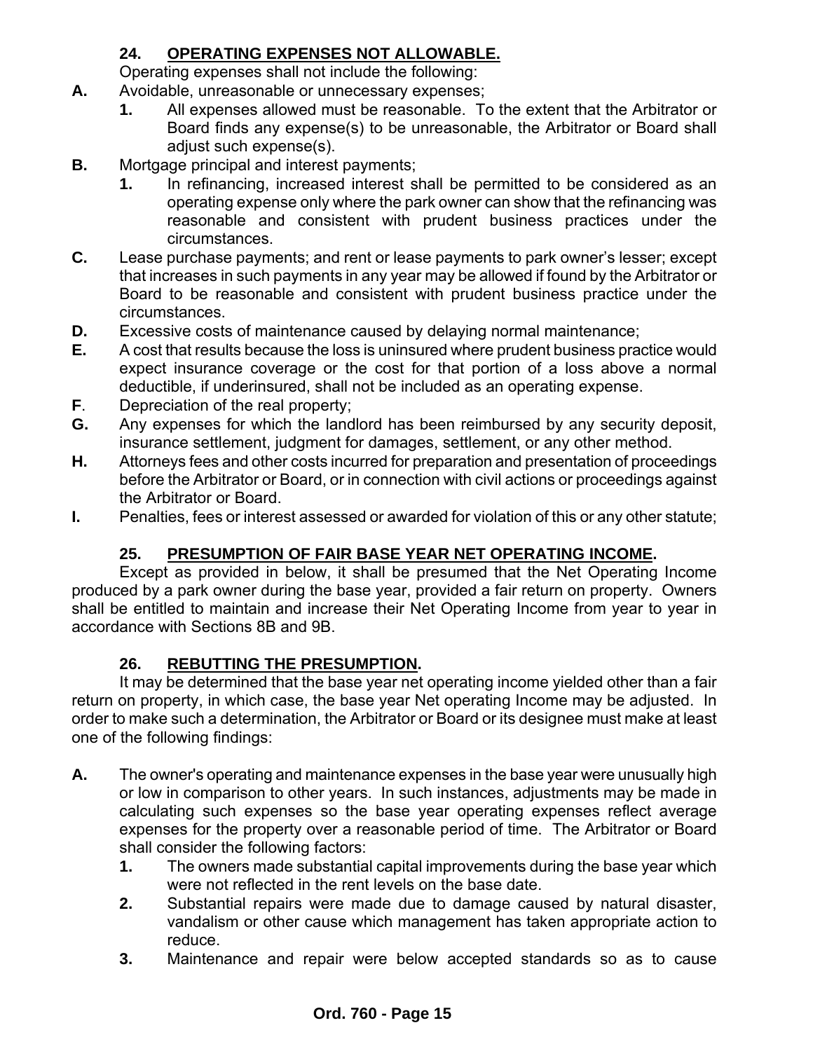### 24. **OPERATING EXPENSES NOT ALLOWABLE.**

Operating expenses shall not include the following:

**A.** Avoidable, unreasonable or unnecessary expenses;

**1.** All expenses allowed must be reasonable. To the extent that the Arbitrator or Board finds any expense(s) to be unreasonable, the Arbitrator or Board shall adjust such expense(s).

**B.** Mortgage principal and interest payments;

**1.** In refinancing, increased interest shall be permitted to be considered as an operating expense only where the park owner can show that the refinancing was reasonable and consistent with prudent business practices under the circumstances.

**C.** Lease purchase payments; and rent or lease payments to park owner's lesser; except that increases in such payments in any year may be allowed if found by the Arbitrator or Board to be reasonable and consistent with prudent business practice under the circumstances.

**D.** Excessive costs of maintenance caused by delaying normal maintenance;

**E.** A cost that results because the loss is uninsured where prudent business practice would expect insurance coverage or the cost for that portion of a loss above a normal deductible, if underinsured, shall not be included as an operating expense.

**F**. Depreciation of the real property;

**G.** Any expenses for which the landlord has been reimbursed by any security deposit, insurance settlement, judgment for damages, settlement, or any other method.

**H.** Attorneys fees and other costs incurred for preparation and presentation of proceedings before the Arbitrator or Board, or in connection with civil actions or proceedings against the Arbitrator or Board.

**I.** Penalties, fees or interest assessed or awarded for violation of this or any other statute;

### 25. **PRESUMPTION OF FAIR BASE YEAR NET OPERATING INCOME.**

Except as provided in below, it shall be presumed that the Net Operating Income produced by a park owner during the base year, provided a fair return on property. Owners shall be entitled to maintain and increase their Net Operating Income from year to year in accordance with Sections 8B and 9B.

### 26. **REBUTTING THE PRESUMPTION.**

It may be determined that the base year net operating income yielded other than a fair return on property, in which case, the base year Net operating Income may be adjusted. In order to make such a determination, the Arbitrator or Board or its designee must make at least one of the following findings:

**A.** The owner's operating and maintenance expenses in the base year were unusually high or low in comparison to other years. In such instances, adjustments may be made in calculating such expenses so the base year operating expenses reflect average expenses for the property over a reasonable period of time. The Arbitrator or Board shall consider the following factors:

**1.** The owners made substantial capital improvements during the base year which were not reflected in the rent levels on the base date.

**2.** Substantial repairs were made due to damage caused by natural disaster, vandalism or other cause which management has taken appropriate action to reduce.

**3.** Maintenance and repair were below accepted standards so as to cause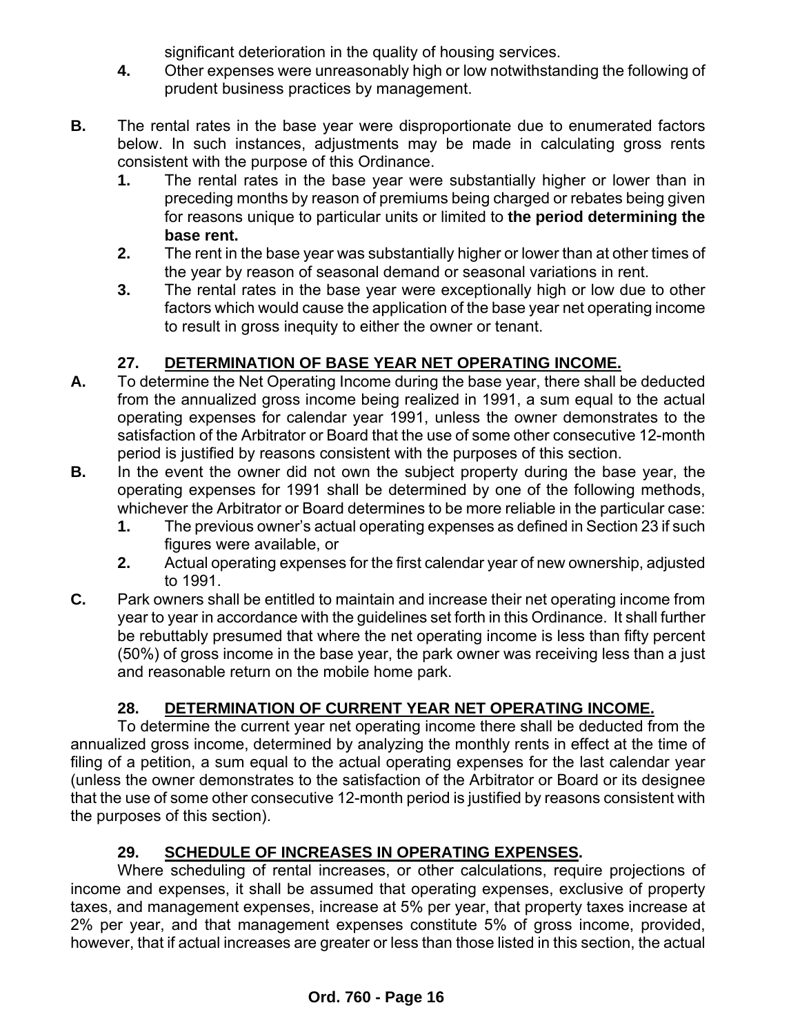significant deterioration in the quality of housing services.

4. Other expenses were unreasonably high or low notwithstanding the following of prudent business practices by management.

**B.** The rental rates in the base year were disproportionate due to enumerated factors below. In such instances, adjustments may be made in calculating gross rents consistent with the purpose of this Ordinance.

1. The rental rates in the base year were substantially higher or lower than in preceding months by reason of premiums being charged or rebates being given for reasons unique to particular units or limited to **the period determining the base rent.**
2. The rent in the base year was substantially higher or lower than at other times of the year by reason of seasonal demand or seasonal variations in rent.
3. The rental rates in the base year were exceptionally high or low due to other factors which would cause the application of the base year net operating income to result in gross inequity to either the owner or tenant.

## 27. DETERMINATION OF BASE YEAR NET OPERATING INCOME.

**A.** To determine the Net Operating Income during the base year, there shall be deducted from the annualized gross income being realized in 1991, a sum equal to the actual operating expenses for calendar year 1991, unless the owner demonstrates to the satisfaction of the Arbitrator or Board that the use of some other consecutive 12-month period is justified by reasons consistent with the purposes of this section.

**B.** In the event the owner did not own the subject property during the base year, the operating expenses for 1991 shall be determined by one of the following methods, whichever the Arbitrator or Board determines to be more reliable in the particular case:

1. The previous owner's actual operating expenses as defined in Section 23 if such figures were available, or
2. Actual operating expenses for the first calendar year of new ownership, adjusted to 1991.

**C.** Park owners shall be entitled to maintain and increase their net operating income from year to year in accordance with the guidelines set forth in this Ordinance. It shall further be rebuttably presumed that where the net operating income is less than fifty percent (50%) of gross income in the base year, the park owner was receiving less than a just and reasonable return on the mobile home park.

## 28. DETERMINATION OF CURRENT YEAR NET OPERATING INCOME.

To determine the current year net operating income there shall be deducted from the annualized gross income, determined by analyzing the monthly rents in effect at the time of filing of a petition, a sum equal to the actual operating expenses for the last calendar year (unless the owner demonstrates to the satisfaction of the Arbitrator or Board or its designee that the use of some other consecutive 12-month period is justified by reasons consistent with the purposes of this section).

## 29. SCHEDULE OF INCREASES IN OPERATING EXPENSES.

Where scheduling of rental increases, or other calculations, require projections of income and expenses, it shall be assumed that operating expenses, exclusive of property taxes, and management expenses, increase at 5% per year, that property taxes increase at 2% per year, and that management expenses constitute 5% of gross income, provided, however, that if actual increases are greater or less than those listed in this section, the actual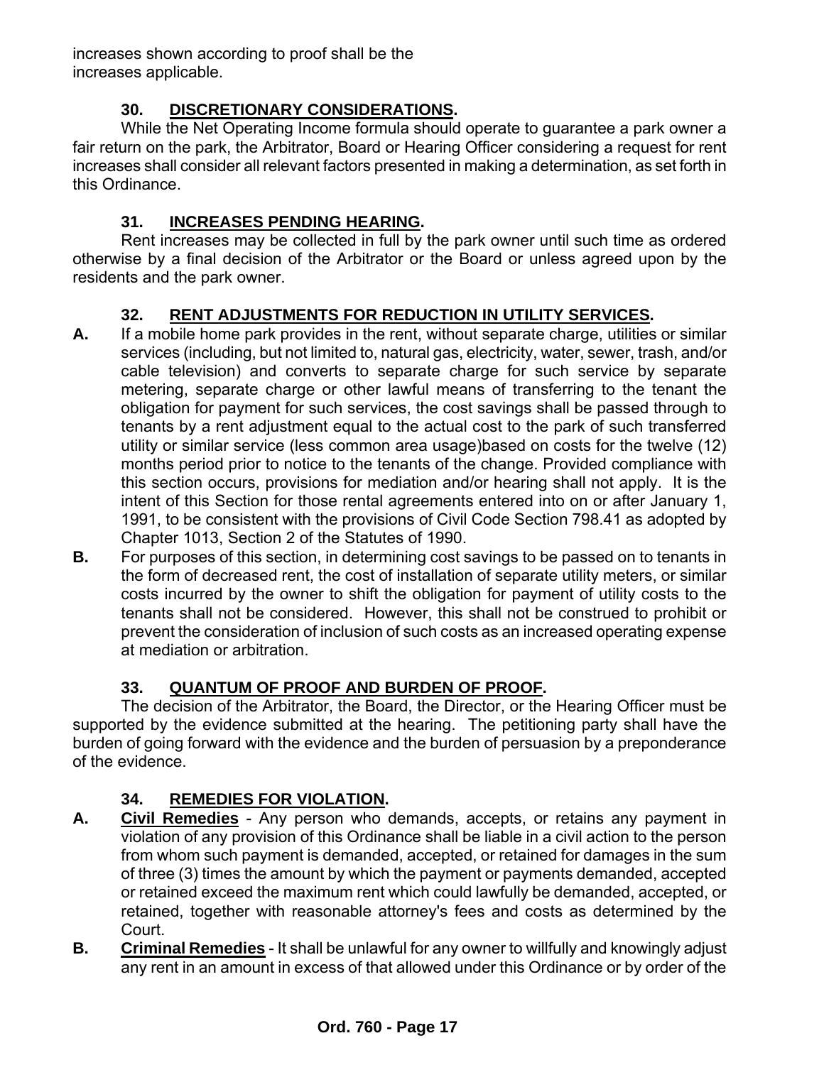increases shown according to proof shall be the increases applicable.

### 30. DISCRETIONARY CONSIDERATIONS.

While the Net Operating Income formula should operate to guarantee a park owner a fair return on the park, the Arbitrator, Board or Hearing Officer considering a request for rent increases shall consider all relevant factors presented in making a determination, as set forth in this Ordinance.

### 31. INCREASES PENDING HEARING.

Rent increases may be collected in full by the park owner until such time as ordered otherwise by a final decision of the Arbitrator or the Board or unless agreed upon by the residents and the park owner.

### 32. RENT ADJUSTMENTS FOR REDUCTION IN UTILITY SERVICES.

**A.** If a mobile home park provides in the rent, without separate charge, utilities or similar services (including, but not limited to, natural gas, electricity, water, sewer, trash, and/or cable television) and converts to separate charge for such service by separate metering, separate charge or other lawful means of transferring to the tenant the obligation for payment for such services, the cost savings shall be passed through to tenants by a rent adjustment equal to the actual cost to the park of such transferred utility or similar service (less common area usage)based on costs for the twelve (12) months period prior to notice to the tenants of the change. Provided compliance with this section occurs, provisions for mediation and/or hearing shall not apply. It is the intent of this Section for those rental agreements entered into on or after January 1, 1991, to be consistent with the provisions of Civil Code Section 798.41 as adopted by Chapter 1013, Section 2 of the Statutes of 1990.

**B.** For purposes of this section, in determining cost savings to be passed on to tenants in the form of decreased rent, the cost of installation of separate utility meters, or similar costs incurred by the owner to shift the obligation for payment of utility costs to the tenants shall not be considered. However, this shall not be construed to prohibit or prevent the consideration of inclusion of such costs as an increased operating expense at mediation or arbitration.

### 33. QUANTUM OF PROOF AND BURDEN OF PROOF.

The decision of the Arbitrator, the Board, the Director, or the Hearing Officer must be supported by the evidence submitted at the hearing. The petitioning party shall have the burden of going forward with the evidence and the burden of persuasion by a preponderance of the evidence.

### 34. REMEDIES FOR VIOLATION.

**A.** **Civil Remedies** - Any person who demands, accepts, or retains any payment in violation of any provision of this Ordinance shall be liable in a civil action to the person from whom such payment is demanded, accepted, or retained for damages in the sum of three (3) times the amount by which the payment or payments demanded, accepted or retained exceed the maximum rent which could lawfully be demanded, accepted, or retained, together with reasonable attorney's fees and costs as determined by the Court.

**B.** **Criminal Remedies** - It shall be unlawful for any owner to willfully and knowingly adjust any rent in an amount in excess of that allowed under this Ordinance or by order of the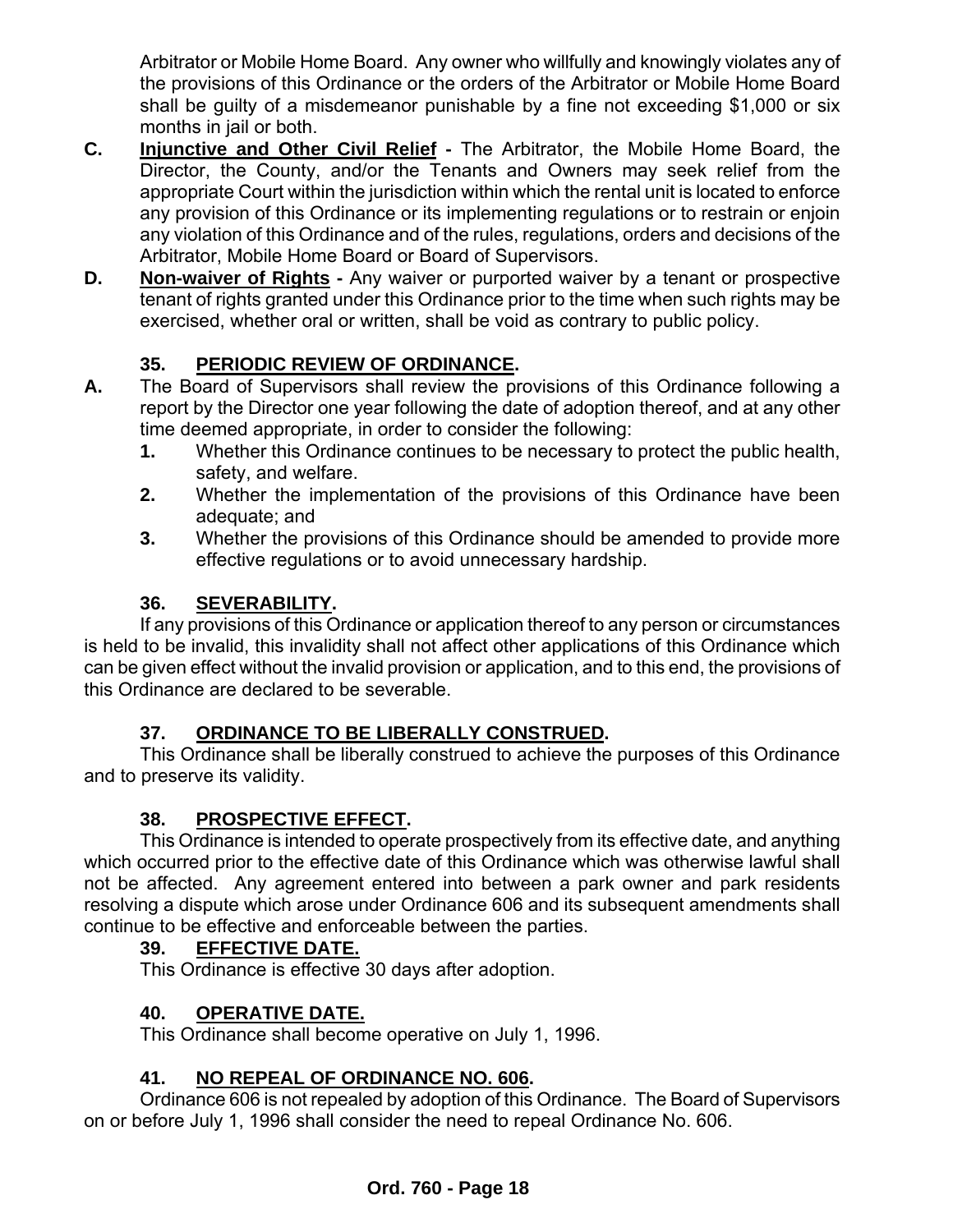Arbitrator or Mobile Home Board. Any owner who willfully and knowingly violates any of the provisions of this Ordinance or the orders of the Arbitrator or Mobile Home Board shall be guilty of a misdemeanor punishable by a fine not exceeding $1,000 or six months in jail or both.

**C.** **Injunctive and Other Civil Relief -** The Arbitrator, the Mobile Home Board, the Director, the County, and/or the Tenants and Owners may seek relief from the appropriate Court within the jurisdiction within which the rental unit is located to enforce any provision of this Ordinance or its implementing regulations or to restrain or enjoin any violation of this Ordinance and of the rules, regulations, orders and decisions of the Arbitrator, Mobile Home Board or Board of Supervisors.

**D.** **Non-waiver of Rights -** Any waiver or purported waiver by a tenant or prospective tenant of rights granted under this Ordinance prior to the time when such rights may be exercised, whether oral or written, shall be void as contrary to public policy.

### 35. PERIODIC REVIEW OF ORDINANCE.

**A.** The Board of Supervisors shall review the provisions of this Ordinance following a report by the Director one year following the date of adoption thereof, and at any other time deemed appropriate, in order to consider the following:

1. Whether this Ordinance continues to be necessary to protect the public health, safety, and welfare.
2. Whether the implementation of the provisions of this Ordinance have been adequate; and
3. Whether the provisions of this Ordinance should be amended to provide more effective regulations or to avoid unnecessary hardship.

### 36. SEVERABILITY.

If any provisions of this Ordinance or application thereof to any person or circumstances is held to be invalid, this invalidity shall not affect other applications of this Ordinance which can be given effect without the invalid provision or application, and to this end, the provisions of this Ordinance are declared to be severable.

### 37. ORDINANCE TO BE LIBERALLY CONSTRUED.

This Ordinance shall be liberally construed to achieve the purposes of this Ordinance and to preserve its validity.

### 38. PROSPECTIVE EFFECT.

This Ordinance is intended to operate prospectively from its effective date, and anything which occurred prior to the effective date of this Ordinance which was otherwise lawful shall not be affected. Any agreement entered into between a park owner and park residents resolving a dispute which arose under Ordinance 606 and its subsequent amendments shall continue to be effective and enforceable between the parties.

### 39. EFFECTIVE DATE.

This Ordinance is effective 30 days after adoption.

### 40. OPERATIVE DATE.

This Ordinance shall become operative on July 1, 1996.

### 41. NO REPEAL OF ORDINANCE NO. 606.

Ordinance 606 is not repealed by adoption of this Ordinance. The Board of Supervisors on or before July 1, 1996 shall consider the need to repeal Ordinance No. 606.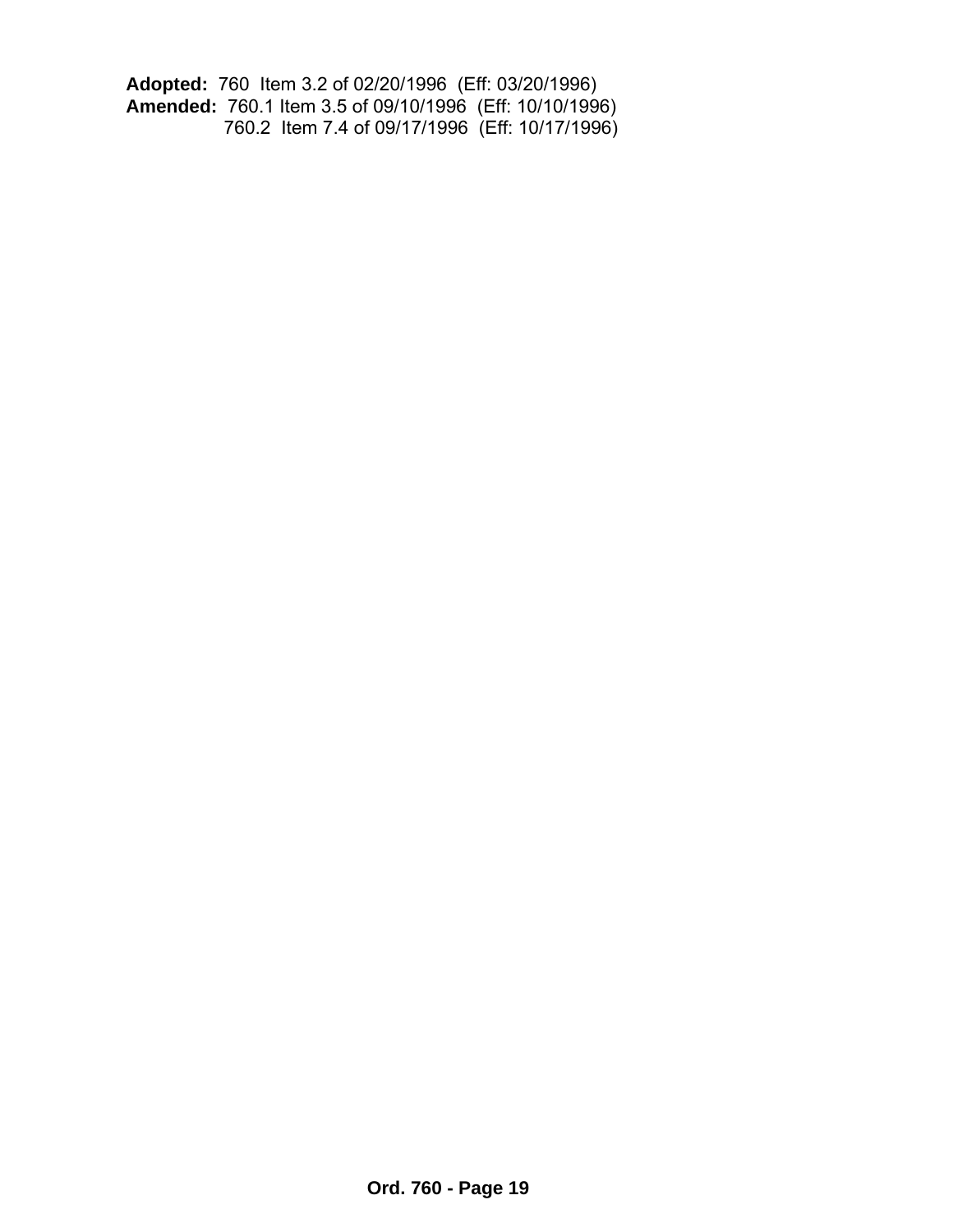**Adopted:** 760 Item 3.2 of 02/20/1996 (Eff: 03/20/1996)
**Amended:** 760.1 Item 3.5 of 09/10/1996 (Eff: 10/10/1996)
760.2 Item 7.4 of 09/17/1996 (Eff: 10/17/1996)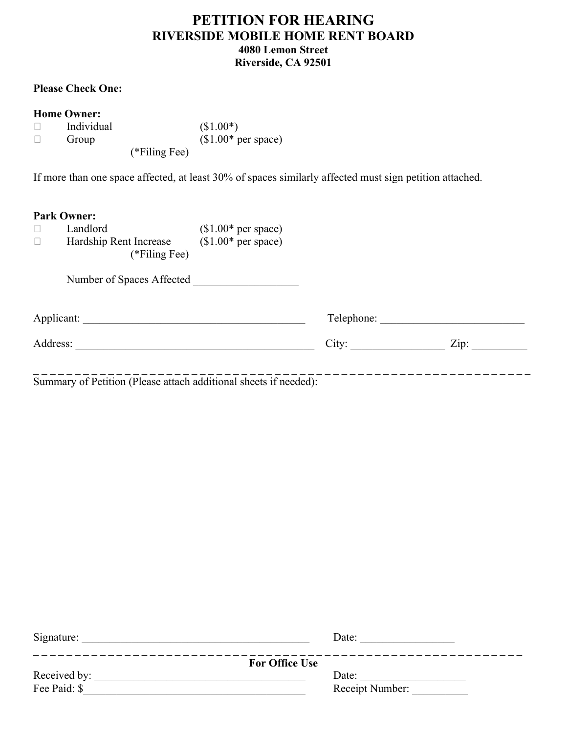# PETITION FOR HEARING

## RIVERSIDE MOBILE HOME RENT BOARD

**4080 Lemon Street**
**Riverside, CA 92501**

**Please Check One:**

**Home Owner:**

- ☐ Individual ($1.00*)
- ☐ Group ($1.00* per space)

(*Filing Fee)

If more than one space affected, at least 30% of spaces similarly affected must sign petition attached.

**Park Owner:**

- ☐ Landlord ($1.00* per space)
- ☐ Hardship Rent Increase ($1.00* per space)

(*Filing Fee)

Number of Spaces Affected ___________________

Applicant: ________________________________________ Telephone: __________________________

Address: ____________________________________________ City: _________________ Zip: __________

---

Summary of Petition (Please attach additional sheets if needed):

Signature: __________________________________________ Date: _________________

---

**For Office Use**

Received by: ______________________________________ Date: ___________________

Fee Paid: $_________________________________________ Receipt Number: __________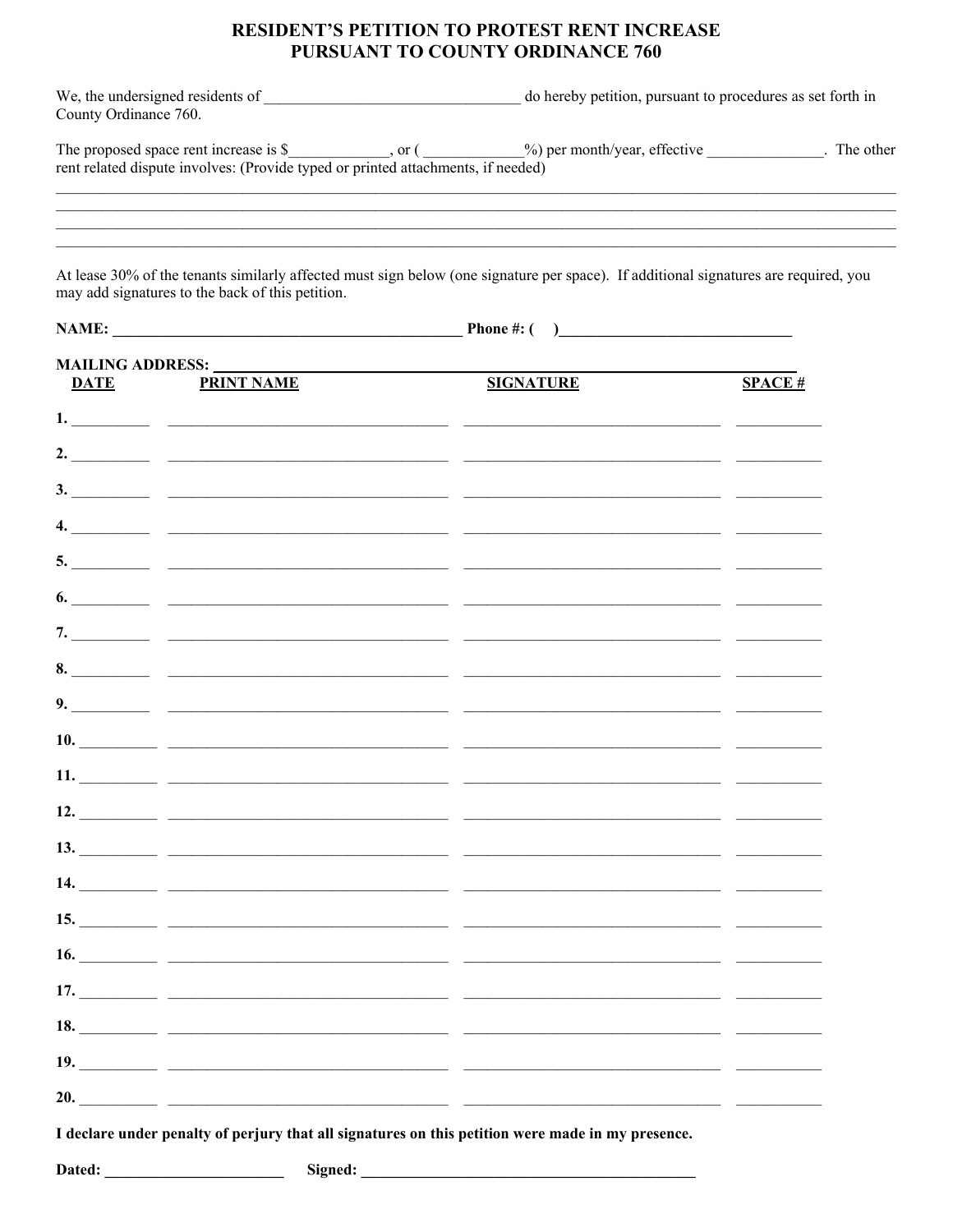# RESIDENT'S PETITION TO PROTEST RENT INCREASE
# PURSUANT TO COUNTY ORDINANCE 760

We, the undersigned residents of ________________________________ do hereby petition, pursuant to procedures as set forth in County Ordinance 760.

The proposed space rent increase is $____________, or ( ____________%) per month/year, effective _______________. The other rent related dispute involves: (Provide typed or printed attachments, if needed)

________________________________________________________________________________________________

________________________________________________________________________________________________

________________________________________________________________________________________________

________________________________________________________________________________________________

At lease 30% of the tenants similarly affected must sign below (one signature per space). If additional signatures are required, you may add signatures to the back of this petition.

**NAME:** ______________________________________________ **Phone #: ( )**______________________________

**MAILING ADDRESS:** ____________________________________________________________________________

| | DATE | PRINT NAME | SIGNATURE | SPACE # |
|---|---|---|---|---|
| **1.** | | | | |
| **2.** | | | | |
| **3.** | | | | |
| **4.** | | | | |
| **5.** | | | | |
| **6.** | | | | |
| **7.** | | | | |
| **8.** | | | | |
| **9.** | | | | |
| **10.** | | | | |
| **11.** | | | | |
| **12.** | | | | |
| **13.** | | | | |
| **14.** | | | | |
| **15.** | | | | |
| **16.** | | | | |
| **17.** | | | | |
| **18.** | | | | |
| **19.** | | | | |
| **20.** | | | | |

**I declare under penalty of perjury that all signatures on this petition were made in my presence.**

**Dated:** _______________________ **Signed:** ____________________________________________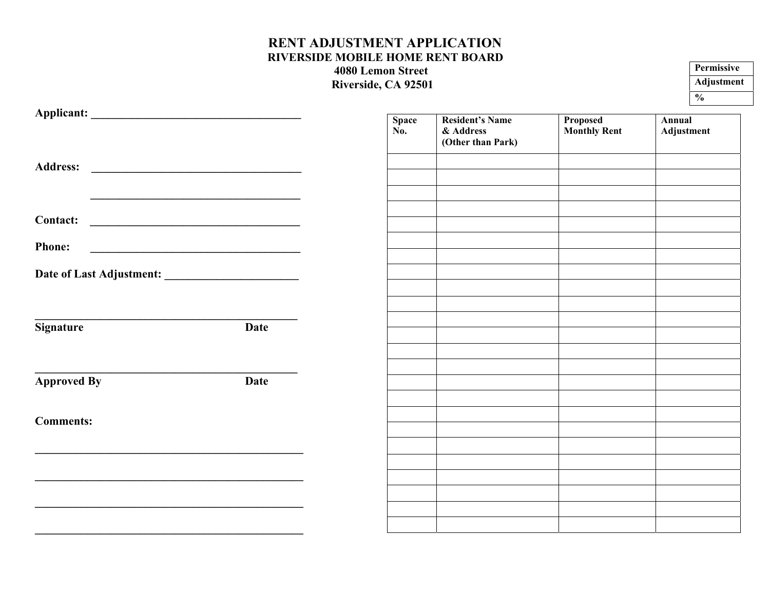# RENT ADJUSTMENT APPLICATION

## RIVERSIDE MOBILE HOME RENT BOARD

**4080 Lemon Street**
**Riverside, CA 92501**

| Permissive |
|---|
| Adjustment |
| % |

**Applicant:** ______________________________________

**Address:** ______________________________________

______________________________________

**Contact:** ______________________________________

**Phone:** ______________________________________

**Date of Last Adjustment:** ______________________

______________________________________________
**Signature** **Date**

______________________________________________
**Approved By** **Date**

**Comments:**

______________________________________________

______________________________________________

______________________________________________

______________________________________________

| Space No. | Resident's Name & Address (Other than Park) | Proposed Monthly Rent | Annual Adjustment |
|---|---|---|---|
| | | | |
| | | | |
| | | | |
| | | | |
| | | | |
| | | | |
| | | | |
| | | | |
| | | | |
| | | | |
| | | | |
| | | | |
| | | | |
| | | | |
| | | | |
| | | | |
| | | | |
| | | | |
| | | | |
| | | | |
| | | | |
| | | | |
| | | | |
| | | | |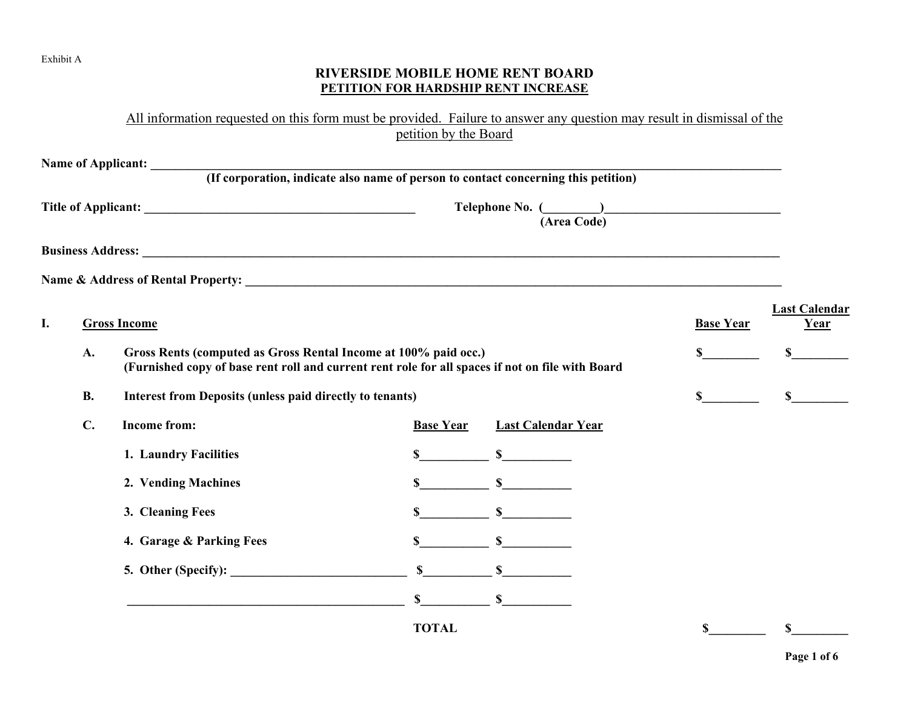Exhibit A

# RIVERSIDE MOBILE HOME RENT BOARD

## PETITION FOR HARDSHIP RENT INCREASE

All information requested on this form must be provided. Failure to answer any question may result in dismissal of the petition by the Board

**Name of Applicant:** ________________________________________________________________________________
**(If corporation, indicate also name of person to contact concerning this petition)**

**Title of Applicant:** ____________________________________ **Telephone No. (________)**____________________________
**(Area Code)**

**Business Address:** ________________________________________________________________________________

**Name & Address of Rental Property:** ______________________________________________________________________

| | | | Base Year | Last Calendar Year |
|---|---|---|---|---|
| **I.** | **Gross Income** | | | |
| | **A.** | **Gross Rents (computed as Gross Rental Income at 100% paid occ.)** **(Furnished copy of base rent roll and current rent role for all spaces if not on file with Board** | $________ | $________ |
| | **B.** | **Interest from Deposits (unless paid directly to tenants)** | $________ | $________ |

**C. Income from:**

| | Base Year | Last Calendar Year |
|---|---|---|
| **1. Laundry Facilities** | $__________ | $__________ |
| **2. Vending Machines** | $__________ | $__________ |
| **3. Cleaning Fees** | $__________ | $__________ |
| **4. Garage & Parking Fees** | $__________ | $__________ |
| **5. Other (Specify):** __________________________ | $__________ | $__________ |
| ______________________________________________ | $__________ | $__________ |

| | Base Year | Last Calendar Year |
|---|---|---|
| **TOTAL** | $________ | $________ |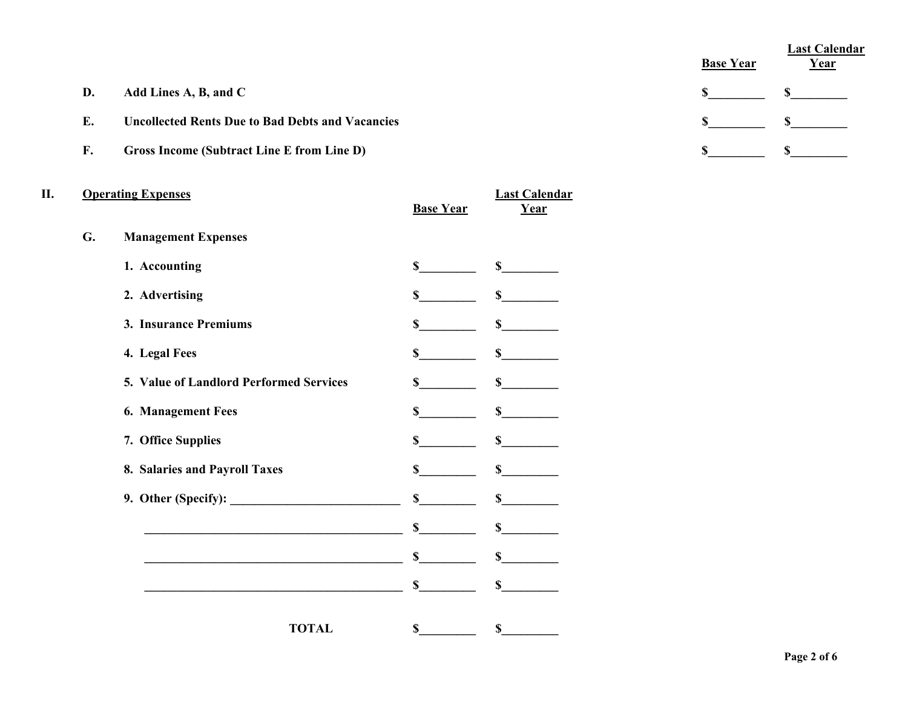| | | Base Year | Last Calendar Year |
|---|---|---|---|
| **D.** | **Add Lines A, B, and C** | $_________ | $_________ |
| **E.** | **Uncollected Rents Due to Bad Debts and Vacancies** | $_________ | $_________ |
| **F.** | **Gross Income (Subtract Line E from Line D)** | $_________ | $_________ |

## II. Operating Expenses

| | | Base Year | Last Calendar Year |
|---|---|---|---|
| **G.** | **Management Expenses** | | |
| | **1. Accounting** | $_________ | $_________ |
| | **2. Advertising** | $_________ | $_________ |
| | **3. Insurance Premiums** | $_________ | $_________ |
| | **4. Legal Fees** | $_________ | $_________ |
| | **5. Value of Landlord Performed Services** | $_________ | $_________ |
| | **6. Management Fees** | $_________ | $_________ |
| | **7. Office Supplies** | $_________ | $_________ |
| | **8. Salaries and Payroll Taxes** | $_________ | $_________ |
| | **9. Other (Specify):** ___________________________ | $_________ | $_________ |
| | __________________________________________ | $_________ | $_________ |
| | __________________________________________ | $_________ | $_________ |
| | __________________________________________ | $_________ | $_________ |
| | **TOTAL** | $_________ | $_________ |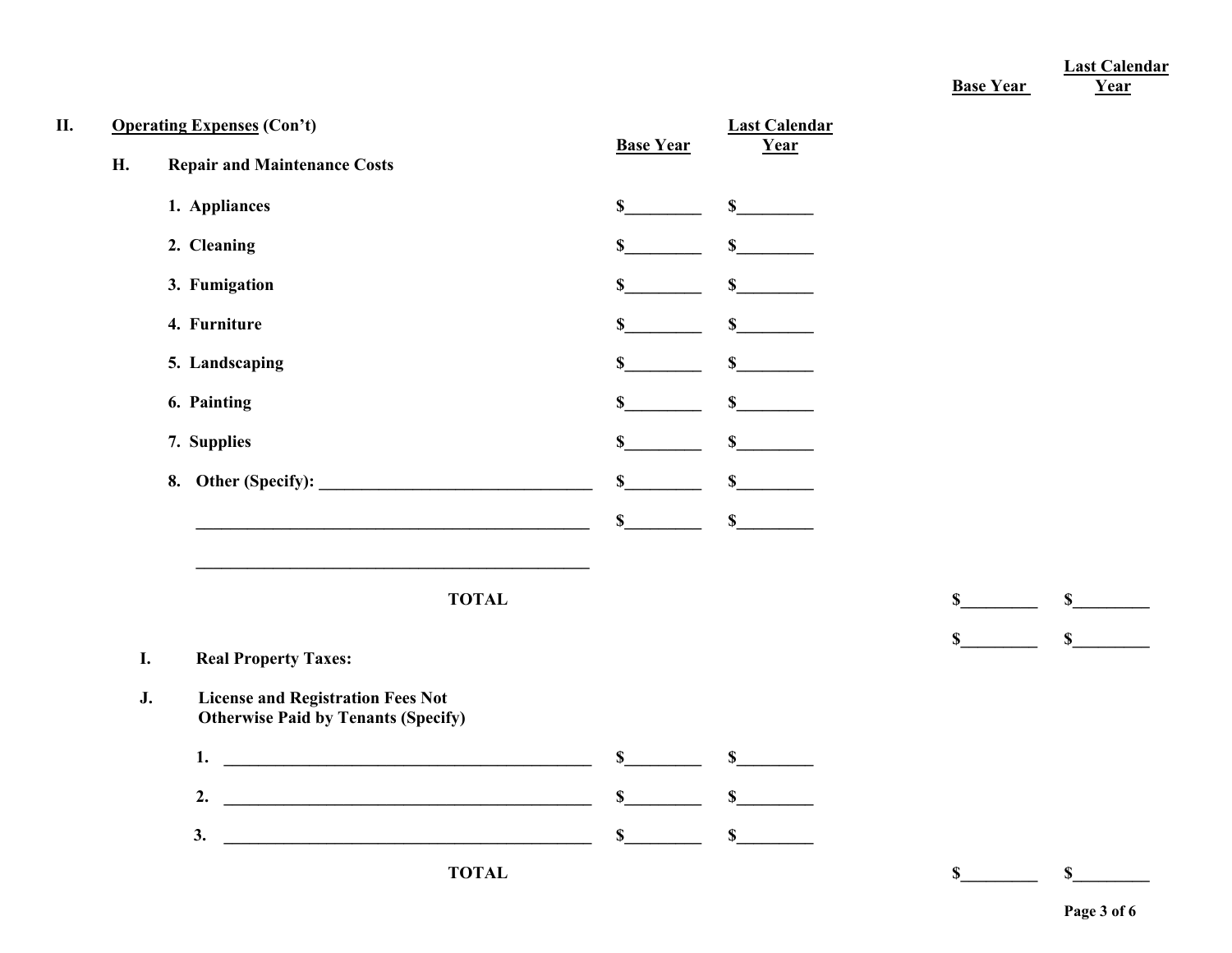| | | Base Year | Last Calendar Year | Base Year | Last Calendar Year |
|---|---|---|---|---|---|
| **II.** | **Operating Expenses (Con't)** | | | | |
| **H.** | **Repair and Maintenance Costs** | | | | |
| | 1. Appliances | $_________ | $_________ | | |
| | 2. Cleaning | $_________ | $_________ | | |
| | 3. Fumigation | $_________ | $_________ | | |
| | 4. Furniture | $_________ | $_________ | | |
| | 5. Landscaping | $_________ | $_________ | | |
| | 6. Painting | $_________ | $_________ | | |
| | 7. Supplies | $_________ | $_________ | | |
| | 8. Other (Specify): ________________________________ | $_________ | $_________ | | |
| | _______________________________________________ | $_________ | $_________ | | |
| | _______________________________________________ | | | | |
| | **TOTAL** | | | $_________ | $_________ |
| **I.** | **Real Property Taxes:** | | | $_________ | $_________ |
| **J.** | **License and Registration Fees Not Otherwise Paid by Tenants (Specify)** | | | | |
| | 1. ____________________________________________ | $_________ | $_________ | | |
| | 2. ____________________________________________ | $_________ | $_________ | | |
| | 3. ____________________________________________ | $_________ | $_________ | | |
| | **TOTAL** | | | $_________ | $_________ |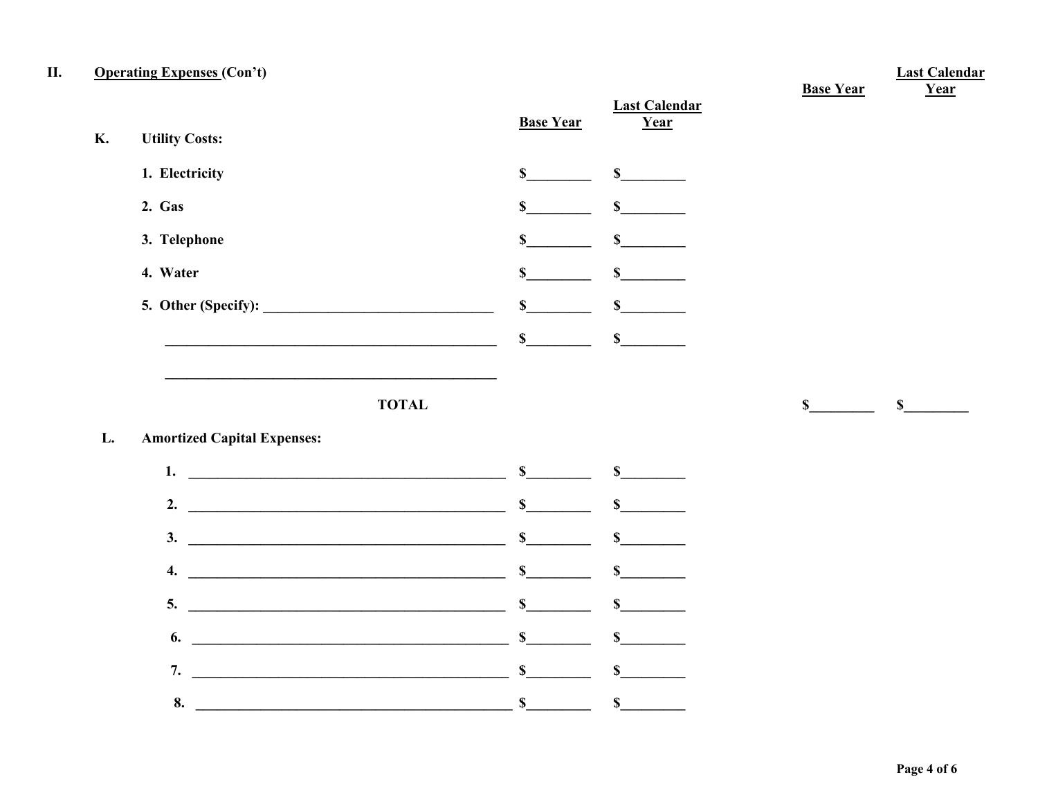## II. Operating Expenses (Con't)

| | | Base Year | Last Calendar Year | Base Year | Last Calendar Year |
|---|---|---|---|---|---|
| **K.** | **Utility Costs:** | | | | |
| | 1. Electricity | $________ | $________ | | |
| | 2. Gas | $________ | $________ | | |
| | 3. Telephone | $________ | $________ | | |
| | 4. Water | $________ | $________ | | |
| | 5. Other (Specify): ________________________________ | $________ | $________ | | |
| | ________________________________________________ | $________ | $________ | | |
| | ________________________________________________ | | | | |
| | **TOTAL** | | | $________ | $________ |
| **L.** | **Amortized Capital Expenses:** | | | | |
| | 1. ____________________________________________ | $________ | $________ | | |
| | 2. ____________________________________________ | $________ | $________ | | |
| | 3. ____________________________________________ | $________ | $________ | | |
| | 4. ____________________________________________ | $________ | $________ | | |
| | 5. ____________________________________________ | $________ | $________ | | |
| | 6. ____________________________________________ | $________ | $________ | | |
| | 7. ____________________________________________ | $________ | $________ | | |
| | 8. ____________________________________________ | $________ | $________ | | |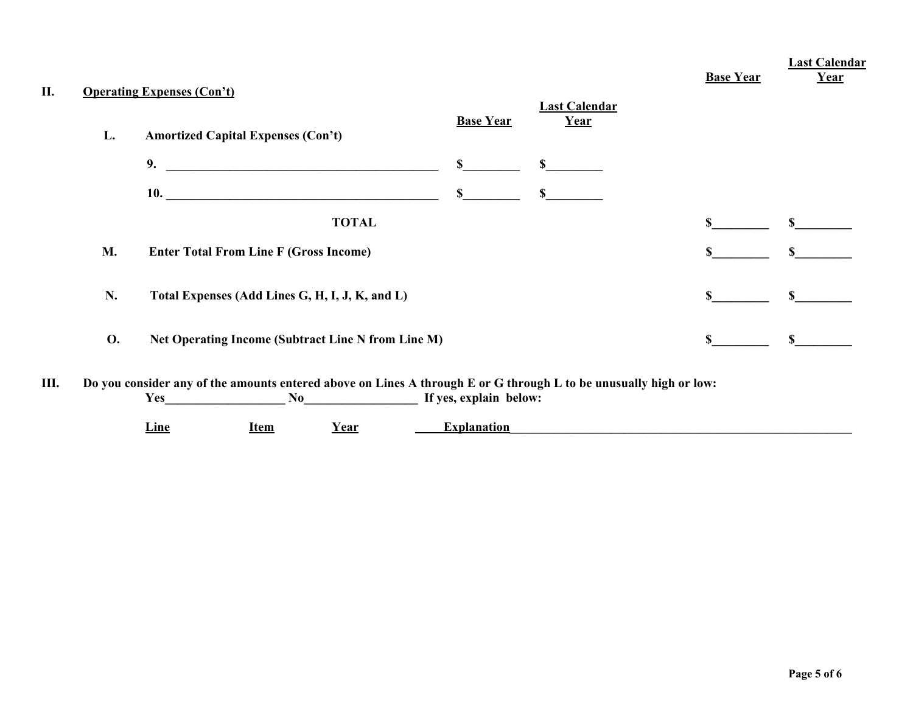## II. Operating Expenses (Con't)

| | | Base Year | Last Calendar Year | Base Year | Last Calendar Year |
|---|---|---|---|---|---|
| **L.** | **Amortized Capital Expenses (Con't)** | | | | |
| | 9. ______________________________ | $________ | $________ | | |
| | 10. ______________________________ | $________ | $________ | | |
| | **TOTAL** | | | $________ | $________ |
| **M.** | **Enter Total From Line F (Gross Income)** | | | $________ | $________ |
| **N.** | **Total Expenses (Add Lines G, H, I, J, K, and L)** | | | $________ | $________ |
| **O.** | **Net Operating Income (Subtract Line N from Line M)** | | | $________ | $________ |

## III. Do you consider any of the amounts entered above on Lines A through E or G through L to be unusually high or low:

**Yes__________________ No_________________ If yes, explain below:**

| Line | Item | Year | Explanation |
|---|---|---|---|
| | | | |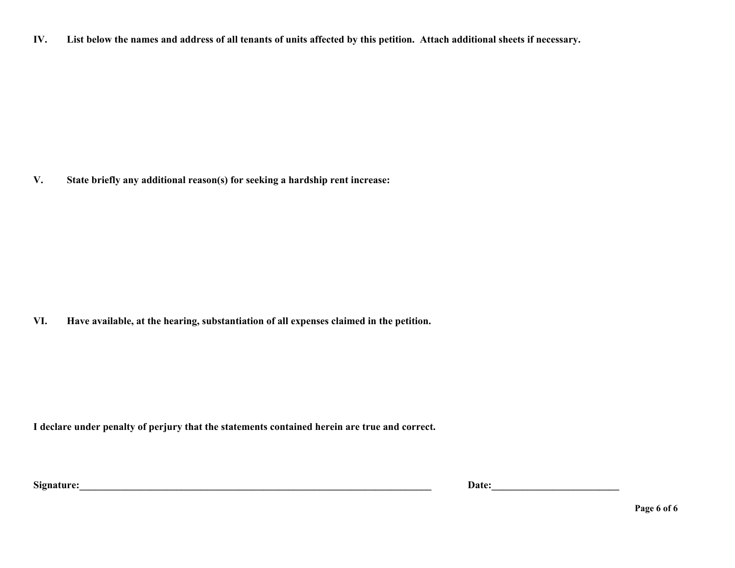**IV. List below the names and address of all tenants of units affected by this petition. Attach additional sheets if necessary.**

**V. State briefly any additional reason(s) for seeking a hardship rent increase:**

**VI. Have available, at the hearing, substantiation of all expenses claimed in the petition.**

**I declare under penalty of perjury that the statements contained herein are true and correct.**

**Signature:**_________________________________________________________________________ **Date:**_________________________